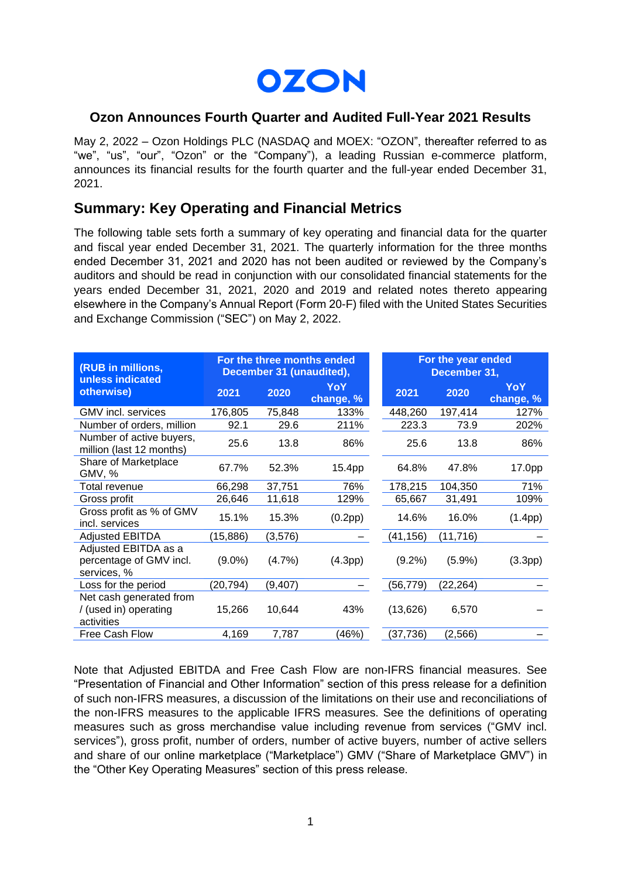# OZON

### Ozon Announces Fourth Quarter and Audited Full-Year 2021 Results

May 2, 2022 – Ozon Holdings PLC (NASDAQ and MOEX: "OZON", thereafter referred to as "we", "us", "our", "Ozon" or the "Company"), a leading Russian e-commerce platform, announces its financial results for the fourth quarter and the full-year ended December 31, 2021.

## Summary: Key Operating and Financial Metrics

The following table sets forth a summary of key operating and financial data for the quarter and fiscal year ended December 31, 2021. The quarterly information for the three months ended December 31, 2021 and 2020 has not been audited or reviewed by the Company's auditors and should be read in conjunction with our consolidated financial statements for the years ended December 31, 2021, 2020 and 2019 and related notes thereto appearing elsewhere in the Company's Annual Report (Form 20-F) filed with the United States Securities and Exchange Commission ("SEC") on May 2, 2022.

| (RUB in millions, unless indicated otherwise) | For the three months ended December 31 (unaudited), | | | For the year ended December 31, | | |
|---|---|---|---|---|---|---|
| | 2021 | 2020 | YoY change, % | 2021 | 2020 | YoY change, % |
| GMV incl. services | 176,805 | 75,848 | 133% | 448,260 | 197,414 | 127% |
| Number of orders, million | 92.1 | 29.6 | 211% | 223.3 | 73.9 | 202% |
| Number of active buyers, million (last 12 months) | 25.6 | 13.8 | 86% | 25.6 | 13.8 | 86% |
| Share of Marketplace GMV, % | 67.7% | 52.3% | 15.4pp | 64.8% | 47.8% | 17.0pp |
| Total revenue | 66,298 | 37,751 | 76% | 178,215 | 104,350 | 71% |
| Gross profit | 26,646 | 11,618 | 129% | 65,667 | 31,491 | 109% |
| Gross profit as % of GMV incl. services | 15.1% | 15.3% | (0.2pp) | 14.6% | 16.0% | (1.4pp) |
| Adjusted EBITDA | (15,886) | (3,576) | – | (41,156) | (11,716) | – |
| Adjusted EBITDA as a percentage of GMV incl. services, % | (9.0%) | (4.7%) | (4.3pp) | (9.2%) | (5.9%) | (3.3pp) |
| Loss for the period | (20,794) | (9,407) | – | (56,779) | (22,264) | – |
| Net cash generated from / (used in) operating activities | 15,266 | 10,644 | 43% | (13,626) | 6,570 | – |
| Free Cash Flow | 4,169 | 7,787 | (46%) | (37,736) | (2,566) | – |

Note that Adjusted EBITDA and Free Cash Flow are non-IFRS financial measures. See "Presentation of Financial and Other Information" section of this press release for a definition of such non-IFRS measures, a discussion of the limitations on their use and reconciliations of the non-IFRS measures to the applicable IFRS measures. See the definitions of operating measures such as gross merchandise value including revenue from services ("GMV incl. services"), gross profit, number of orders, number of active buyers, number of active sellers and share of our online marketplace ("Marketplace") GMV ("Share of Marketplace GMV") in the "Other Key Operating Measures" section of this press release.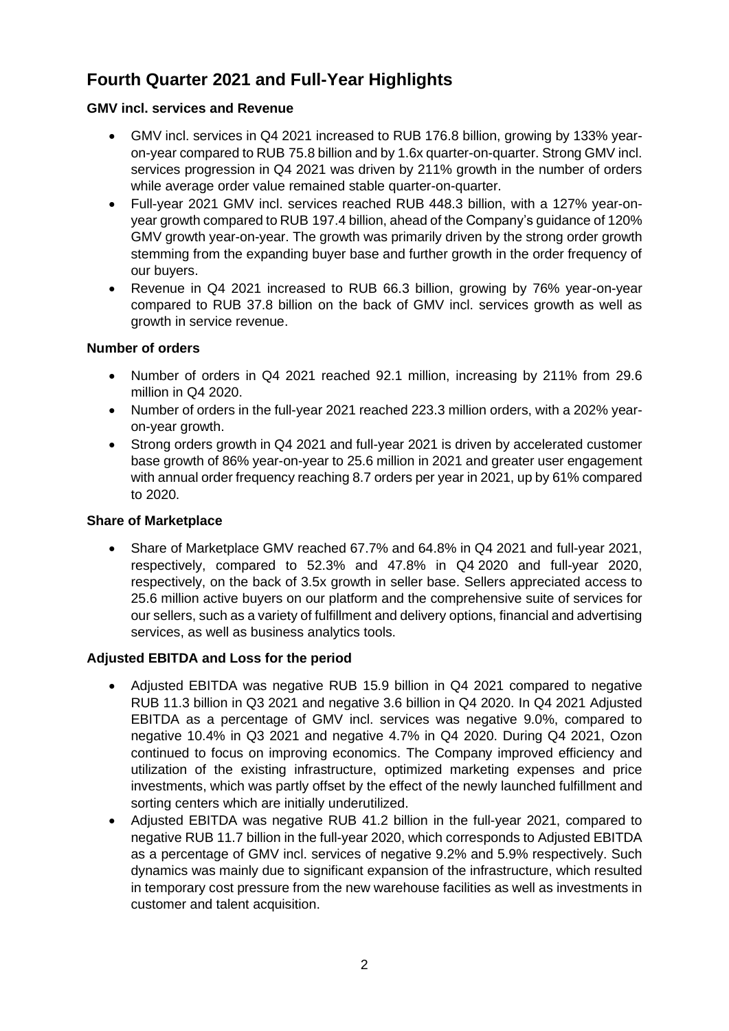# Fourth Quarter 2021 and Full-Year Highlights

**GMV incl. services and Revenue**

- GMV incl. services in Q4 2021 increased to RUB 176.8 billion, growing by 133% year-on-year compared to RUB 75.8 billion and by 1.6x quarter-on-quarter. Strong GMV incl. services progression in Q4 2021 was driven by 211% growth in the number of orders while average order value remained stable quarter-on-quarter.
- Full-year 2021 GMV incl. services reached RUB 448.3 billion, with a 127% year-on-year growth compared to RUB 197.4 billion, ahead of the Company's guidance of 120% GMV growth year-on-year. The growth was primarily driven by the strong order growth stemming from the expanding buyer base and further growth in the order frequency of our buyers.
- Revenue in Q4 2021 increased to RUB 66.3 billion, growing by 76% year-on-year compared to RUB 37.8 billion on the back of GMV incl. services growth as well as growth in service revenue.

**Number of orders**

- Number of orders in Q4 2021 reached 92.1 million, increasing by 211% from 29.6 million in Q4 2020.
- Number of orders in the full-year 2021 reached 223.3 million orders, with a 202% year-on-year growth.
- Strong orders growth in Q4 2021 and full-year 2021 is driven by accelerated customer base growth of 86% year-on-year to 25.6 million in 2021 and greater user engagement with annual order frequency reaching 8.7 orders per year in 2021, up by 61% compared to 2020.

**Share of Marketplace**

- Share of Marketplace GMV reached 67.7% and 64.8% in Q4 2021 and full-year 2021, respectively, compared to 52.3% and 47.8% in Q4 2020 and full-year 2020, respectively, on the back of 3.5x growth in seller base. Sellers appreciated access to 25.6 million active buyers on our platform and the comprehensive suite of services for our sellers, such as a variety of fulfillment and delivery options, financial and advertising services, as well as business analytics tools.

**Adjusted EBITDA and Loss for the period**

- Adjusted EBITDA was negative RUB 15.9 billion in Q4 2021 compared to negative RUB 11.3 billion in Q3 2021 and negative 3.6 billion in Q4 2020. In Q4 2021 Adjusted EBITDA as a percentage of GMV incl. services was negative 9.0%, compared to negative 10.4% in Q3 2021 and negative 4.7% in Q4 2020. During Q4 2021, Ozon continued to focus on improving economics. The Company improved efficiency and utilization of the existing infrastructure, optimized marketing expenses and price investments, which was partly offset by the effect of the newly launched fulfillment and sorting centers which are initially underutilized.
- Adjusted EBITDA was negative RUB 41.2 billion in the full-year 2021, compared to negative RUB 11.7 billion in the full-year 2020, which corresponds to Adjusted EBITDA as a percentage of GMV incl. services of negative 9.2% and 5.9% respectively. Such dynamics was mainly due to significant expansion of the infrastructure, which resulted in temporary cost pressure from the new warehouse facilities as well as investments in customer and talent acquisition.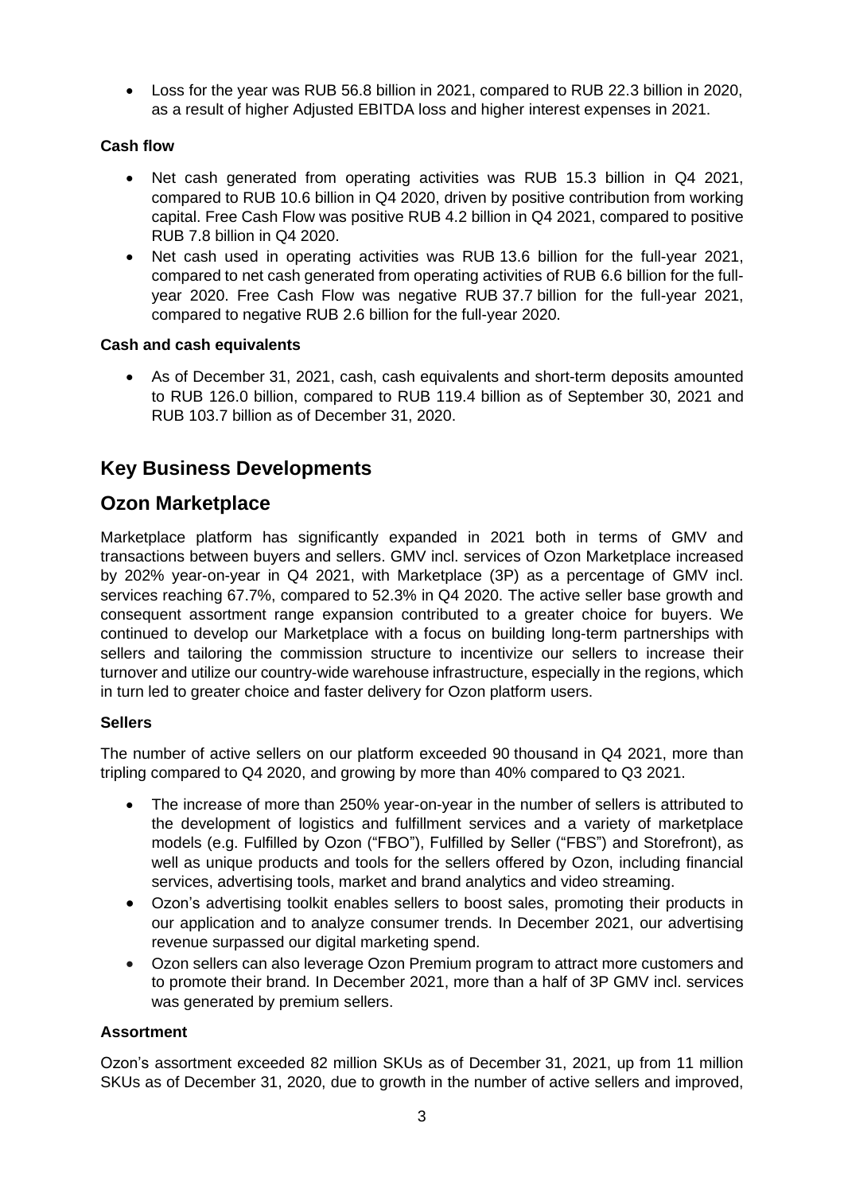- Loss for the year was RUB 56.8 billion in 2021, compared to RUB 22.3 billion in 2020, as a result of higher Adjusted EBITDA loss and higher interest expenses in 2021.

**Cash flow**

- Net cash generated from operating activities was RUB 15.3 billion in Q4 2021, compared to RUB 10.6 billion in Q4 2020, driven by positive contribution from working capital. Free Cash Flow was positive RUB 4.2 billion in Q4 2021, compared to positive RUB 7.8 billion in Q4 2020.
- Net cash used in operating activities was RUB 13.6 billion for the full-year 2021, compared to net cash generated from operating activities of RUB 6.6 billion for the full-year 2020. Free Cash Flow was negative RUB 37.7 billion for the full-year 2021, compared to negative RUB 2.6 billion for the full-year 2020.

**Cash and cash equivalents**

- As of December 31, 2021, cash, cash equivalents and short-term deposits amounted to RUB 126.0 billion, compared to RUB 119.4 billion as of September 30, 2021 and RUB 103.7 billion as of December 31, 2020.

## Key Business Developments

## Ozon Marketplace

Marketplace platform has significantly expanded in 2021 both in terms of GMV and transactions between buyers and sellers. GMV incl. services of Ozon Marketplace increased by 202% year-on-year in Q4 2021, with Marketplace (3P) as a percentage of GMV incl. services reaching 67.7%, compared to 52.3% in Q4 2020. The active seller base growth and consequent assortment range expansion contributed to a greater choice for buyers. We continued to develop our Marketplace with a focus on building long-term partnerships with sellers and tailoring the commission structure to incentivize our sellers to increase their turnover and utilize our country-wide warehouse infrastructure, especially in the regions, which in turn led to greater choice and faster delivery for Ozon platform users.

**Sellers**

The number of active sellers on our platform exceeded 90 thousand in Q4 2021, more than tripling compared to Q4 2020, and growing by more than 40% compared to Q3 2021.

- The increase of more than 250% year-on-year in the number of sellers is attributed to the development of logistics and fulfillment services and a variety of marketplace models (e.g. Fulfilled by Ozon ("FBO"), Fulfilled by Seller ("FBS") and Storefront), as well as unique products and tools for the sellers offered by Ozon, including financial services, advertising tools, market and brand analytics and video streaming.
- Ozon's advertising toolkit enables sellers to boost sales, promoting their products in our application and to analyze consumer trends. In December 2021, our advertising revenue surpassed our digital marketing spend.
- Ozon sellers can also leverage Ozon Premium program to attract more customers and to promote their brand. In December 2021, more than a half of 3P GMV incl. services was generated by premium sellers.

**Assortment**

Ozon's assortment exceeded 82 million SKUs as of December 31, 2021, up from 11 million SKUs as of December 31, 2020, due to growth in the number of active sellers and improved,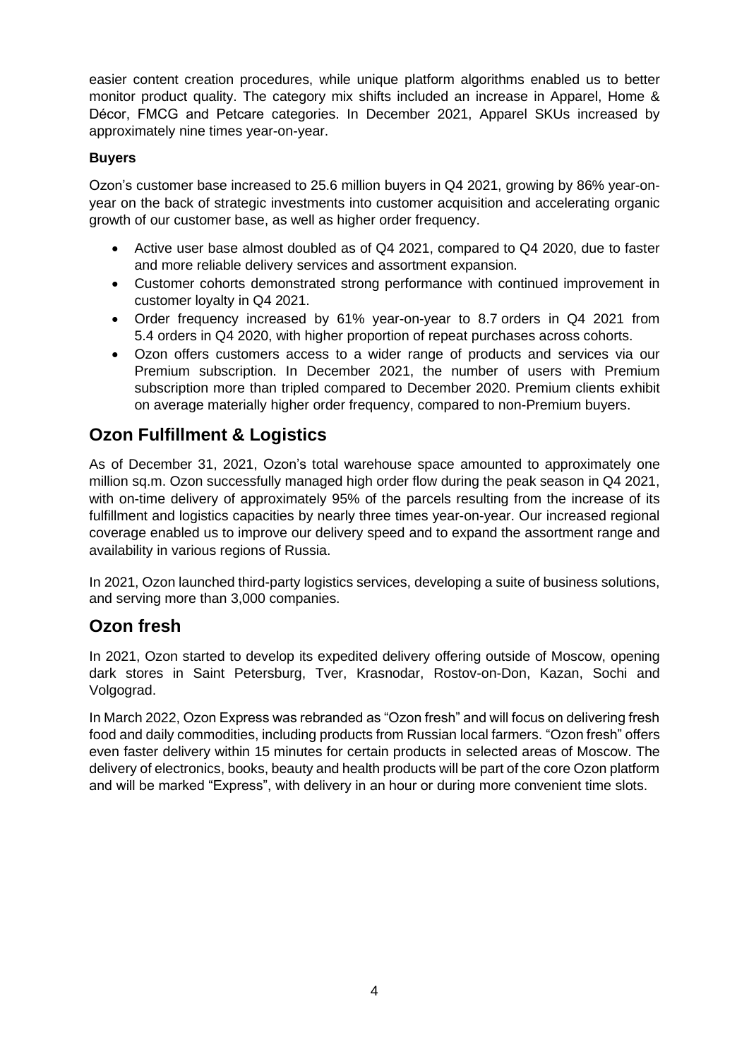easier content creation procedures, while unique platform algorithms enabled us to better monitor product quality. The category mix shifts included an increase in Apparel, Home & Décor, FMCG and Petcare categories. In December 2021, Apparel SKUs increased by approximately nine times year-on-year.

**Buyers**

Ozon's customer base increased to 25.6 million buyers in Q4 2021, growing by 86% year-on-year on the back of strategic investments into customer acquisition and accelerating organic growth of our customer base, as well as higher order frequency.

- Active user base almost doubled as of Q4 2021, compared to Q4 2020, due to faster and more reliable delivery services and assortment expansion.
- Customer cohorts demonstrated strong performance with continued improvement in customer loyalty in Q4 2021.
- Order frequency increased by 61% year-on-year to 8.7 orders in Q4 2021 from 5.4 orders in Q4 2020, with higher proportion of repeat purchases across cohorts.
- Ozon offers customers access to a wider range of products and services via our Premium subscription. In December 2021, the number of users with Premium subscription more than tripled compared to December 2020. Premium clients exhibit on average materially higher order frequency, compared to non-Premium buyers.

## Ozon Fulfillment & Logistics

As of December 31, 2021, Ozon's total warehouse space amounted to approximately one million sq.m. Ozon successfully managed high order flow during the peak season in Q4 2021, with on-time delivery of approximately 95% of the parcels resulting from the increase of its fulfillment and logistics capacities by nearly three times year-on-year. Our increased regional coverage enabled us to improve our delivery speed and to expand the assortment range and availability in various regions of Russia.

In 2021, Ozon launched third-party logistics services, developing a suite of business solutions, and serving more than 3,000 companies.

## Ozon fresh

In 2021, Ozon started to develop its expedited delivery offering outside of Moscow, opening dark stores in Saint Petersburg, Tver, Krasnodar, Rostov-on-Don, Kazan, Sochi and Volgograd.

In March 2022, Ozon Express was rebranded as "Ozon fresh" and will focus on delivering fresh food and daily commodities, including products from Russian local farmers. "Ozon fresh" offers even faster delivery within 15 minutes for certain products in selected areas of Moscow. The delivery of electronics, books, beauty and health products will be part of the core Ozon platform and will be marked "Express", with delivery in an hour or during more convenient time slots.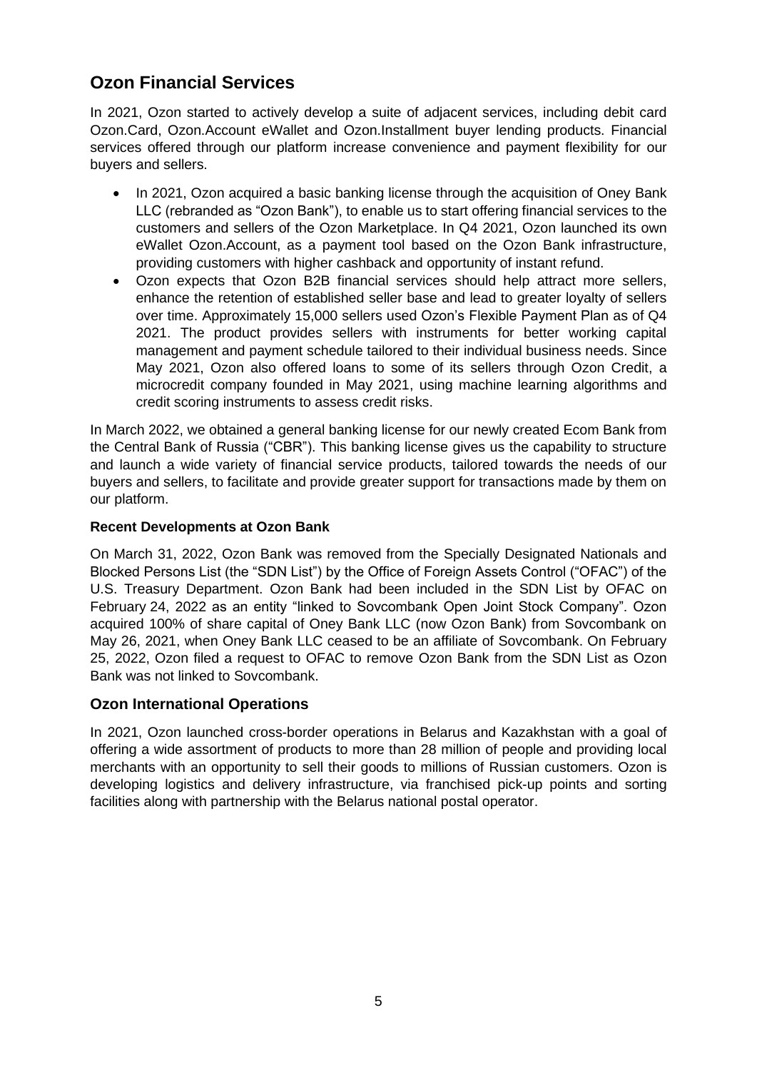## Ozon Financial Services

In 2021, Ozon started to actively develop a suite of adjacent services, including debit card Ozon.Card, Ozon.Account eWallet and Ozon.Installment buyer lending products. Financial services offered through our platform increase convenience and payment flexibility for our buyers and sellers.

- In 2021, Ozon acquired a basic banking license through the acquisition of Oney Bank LLC (rebranded as "Ozon Bank"), to enable us to start offering financial services to the customers and sellers of the Ozon Marketplace. In Q4 2021, Ozon launched its own eWallet Ozon.Account, as a payment tool based on the Ozon Bank infrastructure, providing customers with higher cashback and opportunity of instant refund.
- Ozon expects that Ozon B2B financial services should help attract more sellers, enhance the retention of established seller base and lead to greater loyalty of sellers over time. Approximately 15,000 sellers used Ozon's Flexible Payment Plan as of Q4 2021. The product provides sellers with instruments for better working capital management and payment schedule tailored to their individual business needs. Since May 2021, Ozon also offered loans to some of its sellers through Ozon Credit, a microcredit company founded in May 2021, using machine learning algorithms and credit scoring instruments to assess credit risks.

In March 2022, we obtained a general banking license for our newly created Ecom Bank from the Central Bank of Russia ("CBR"). This banking license gives us the capability to structure and launch a wide variety of financial service products, tailored towards the needs of our buyers and sellers, to facilitate and provide greater support for transactions made by them on our platform.

**Recent Developments at Ozon Bank**

On March 31, 2022, Ozon Bank was removed from the Specially Designated Nationals and Blocked Persons List (the "SDN List") by the Office of Foreign Assets Control ("OFAC") of the U.S. Treasury Department. Ozon Bank had been included in the SDN List by OFAC on February 24, 2022 as an entity "linked to Sovcombank Open Joint Stock Company". Ozon acquired 100% of share capital of Oney Bank LLC (now Ozon Bank) from Sovcombank on May 26, 2021, when Oney Bank LLC ceased to be an affiliate of Sovcombank. On February 25, 2022, Ozon filed a request to OFAC to remove Ozon Bank from the SDN List as Ozon Bank was not linked to Sovcombank.

### Ozon International Operations

In 2021, Ozon launched cross-border operations in Belarus and Kazakhstan with a goal of offering a wide assortment of products to more than 28 million of people and providing local merchants with an opportunity to sell their goods to millions of Russian customers. Ozon is developing logistics and delivery infrastructure, via franchised pick-up points and sorting facilities along with partnership with the Belarus national postal operator.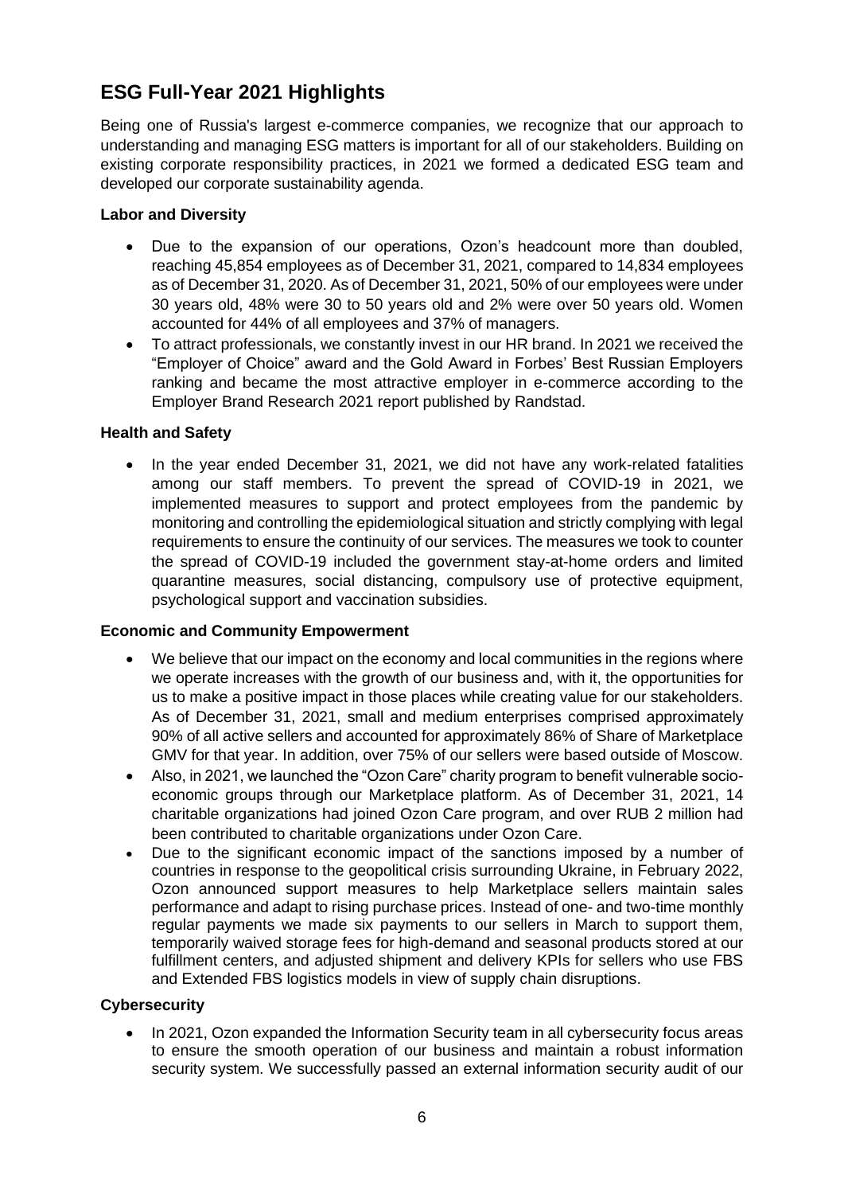## ESG Full-Year 2021 Highlights

Being one of Russia's largest e-commerce companies, we recognize that our approach to understanding and managing ESG matters is important for all of our stakeholders. Building on existing corporate responsibility practices, in 2021 we formed a dedicated ESG team and developed our corporate sustainability agenda.

**Labor and Diversity**

- Due to the expansion of our operations, Ozon's headcount more than doubled, reaching 45,854 employees as of December 31, 2021, compared to 14,834 employees as of December 31, 2020. As of December 31, 2021, 50% of our employees were under 30 years old, 48% were 30 to 50 years old and 2% were over 50 years old. Women accounted for 44% of all employees and 37% of managers.
- To attract professionals, we constantly invest in our HR brand. In 2021 we received the "Employer of Choice" award and the Gold Award in Forbes' Best Russian Employers ranking and became the most attractive employer in e-commerce according to the Employer Brand Research 2021 report published by Randstad.

**Health and Safety**

- In the year ended December 31, 2021, we did not have any work-related fatalities among our staff members. To prevent the spread of COVID-19 in 2021, we implemented measures to support and protect employees from the pandemic by monitoring and controlling the epidemiological situation and strictly complying with legal requirements to ensure the continuity of our services. The measures we took to counter the spread of COVID-19 included the government stay-at-home orders and limited quarantine measures, social distancing, compulsory use of protective equipment, psychological support and vaccination subsidies.

**Economic and Community Empowerment**

- We believe that our impact on the economy and local communities in the regions where we operate increases with the growth of our business and, with it, the opportunities for us to make a positive impact in those places while creating value for our stakeholders. As of December 31, 2021, small and medium enterprises comprised approximately 90% of all active sellers and accounted for approximately 86% of Share of Marketplace GMV for that year. In addition, over 75% of our sellers were based outside of Moscow.
- Also, in 2021, we launched the "Ozon Care" charity program to benefit vulnerable socio-economic groups through our Marketplace platform. As of December 31, 2021, 14 charitable organizations had joined Ozon Care program, and over RUB 2 million had been contributed to charitable organizations under Ozon Care.
- Due to the significant economic impact of the sanctions imposed by a number of countries in response to the geopolitical crisis surrounding Ukraine, in February 2022, Ozon announced support measures to help Marketplace sellers maintain sales performance and adapt to rising purchase prices. Instead of one- and two-time monthly regular payments we made six payments to our sellers in March to support them, temporarily waived storage fees for high-demand and seasonal products stored at our fulfillment centers, and adjusted shipment and delivery KPIs for sellers who use FBS and Extended FBS logistics models in view of supply chain disruptions.

**Cybersecurity**

- In 2021, Ozon expanded the Information Security team in all cybersecurity focus areas to ensure the smooth operation of our business and maintain a robust information security system. We successfully passed an external information security audit of our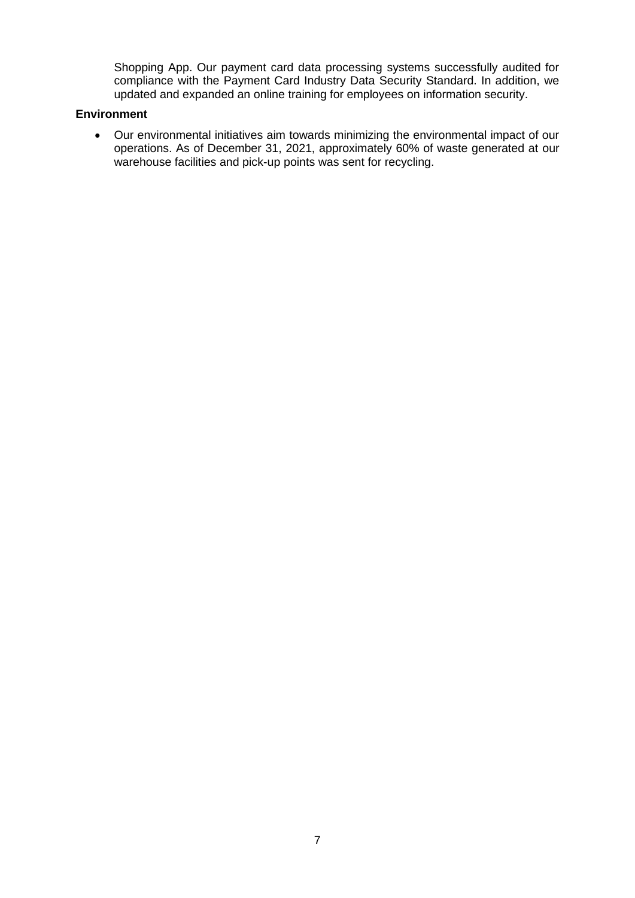Shopping App. Our payment card data processing systems successfully audited for compliance with the Payment Card Industry Data Security Standard. In addition, we updated and expanded an online training for employees on information security.

**Environment**

- Our environmental initiatives aim towards minimizing the environmental impact of our operations. As of December 31, 2021, approximately 60% of waste generated at our warehouse facilities and pick-up points was sent for recycling.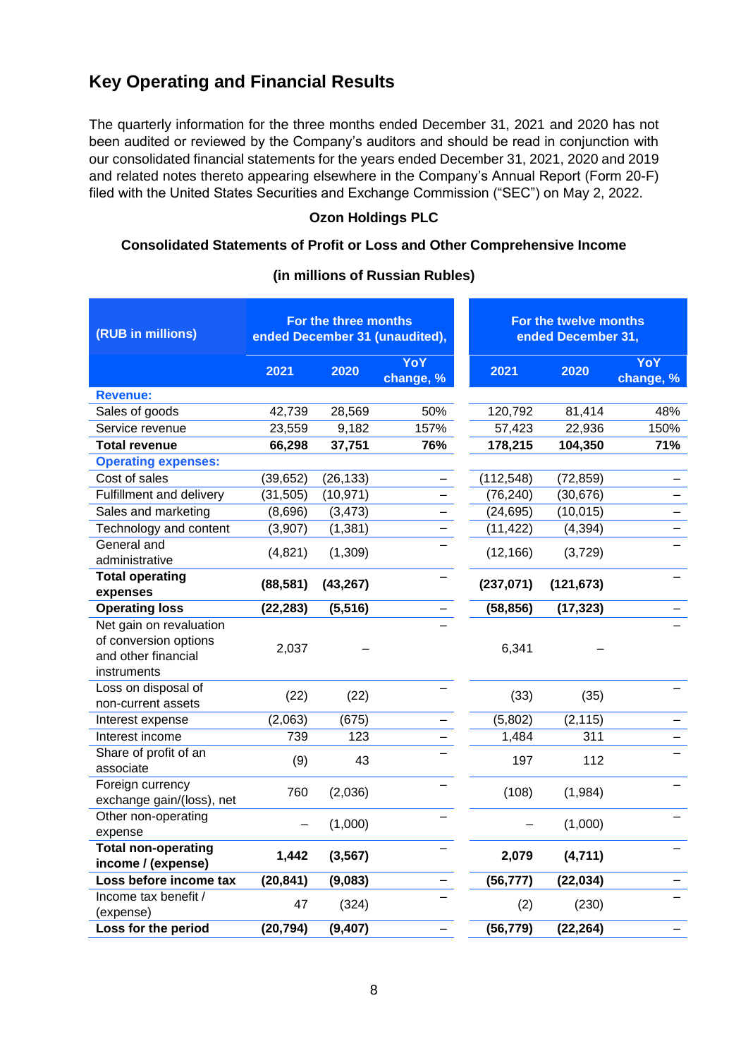## Key Operating and Financial Results

The quarterly information for the three months ended December 31, 2021 and 2020 has not been audited or reviewed by the Company's auditors and should be read in conjunction with our consolidated financial statements for the years ended December 31, 2021, 2020 and 2019 and related notes thereto appearing elsewhere in the Company's Annual Report (Form 20-F) filed with the United States Securities and Exchange Commission ("SEC") on May 2, 2022.

**Ozon Holdings PLC**

**Consolidated Statements of Profit or Loss and Other Comprehensive Income**

**(in millions of Russian Rubles)**

| (RUB in millions) | For the three months ended December 31 (unaudited), | | | For the twelve months ended December 31, | | |
|---|---|---|---|---|---|---|
| | 2021 | 2020 | YoY change, % | 2021 | 2020 | YoY change, % |
| **Revenue:** | | | | | | |
| Sales of goods | 42,739 | 28,569 | 50% | 120,792 | 81,414 | 48% |
| Service revenue | 23,559 | 9,182 | 157% | 57,423 | 22,936 | 150% |
| **Total revenue** | **66,298** | **37,751** | **76%** | **178,215** | **104,350** | **71%** |
| **Operating expenses:** | | | | | | |
| Cost of sales | (39,652) | (26,133) | – | (112,548) | (72,859) | – |
| Fulfillment and delivery | (31,505) | (10,971) | – | (76,240) | (30,676) | – |
| Sales and marketing | (8,696) | (3,473) | – | (24,695) | (10,015) | – |
| Technology and content | (3,907) | (1,381) | – | (11,422) | (4,394) | – |
| General and administrative | (4,821) | (1,309) | – | (12,166) | (3,729) | – |
| **Total operating expenses** | **(88,581)** | **(43,267)** | – | **(237,071)** | **(121,673)** | – |
| **Operating loss** | **(22,283)** | **(5,516)** | – | **(58,856)** | **(17,323)** | – |
| Net gain on revaluation of conversion options and other financial instruments | 2,037 | – | – | 6,341 | – | – |
| Loss on disposal of non-current assets | (22) | (22) | – | (33) | (35) | – |
| Interest expense | (2,063) | (675) | – | (5,802) | (2,115) | – |
| Interest income | 739 | 123 | – | 1,484 | 311 | – |
| Share of profit of an associate | (9) | 43 | – | 197 | 112 | – |
| Foreign currency exchange gain/(loss), net | 760 | (2,036) | – | (108) | (1,984) | – |
| Other non-operating expense | – | (1,000) | – | – | (1,000) | – |
| **Total non-operating income / (expense)** | **1,442** | **(3,567)** | – | **2,079** | **(4,711)** | – |
| **Loss before income tax** | **(20,841)** | **(9,083)** | – | **(56,777)** | **(22,034)** | – |
| Income tax benefit / (expense) | 47 | (324) | – | (2) | (230) | – |
| **Loss for the period** | **(20,794)** | **(9,407)** | – | **(56,779)** | **(22,264)** | – |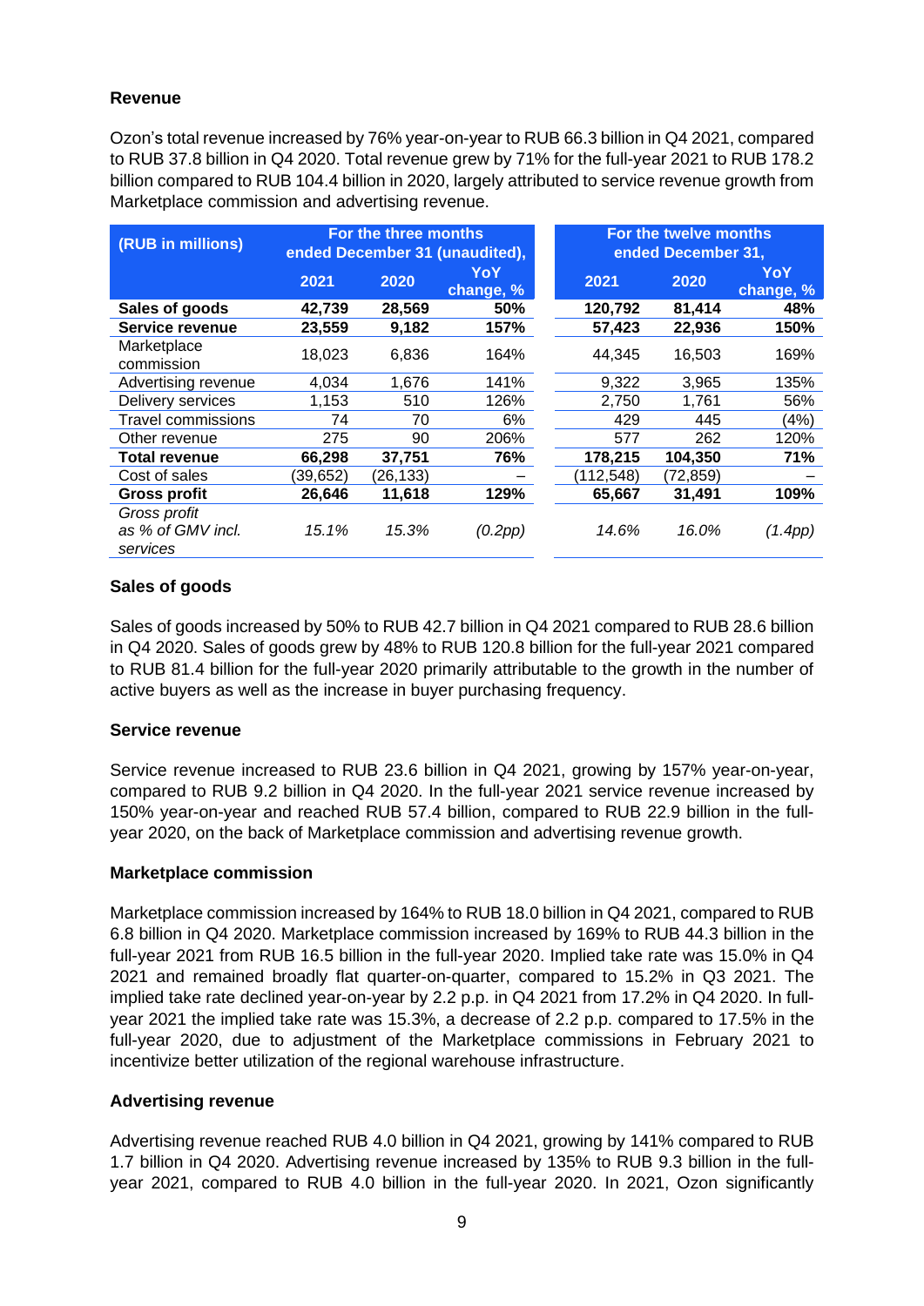### Revenue

Ozon's total revenue increased by 76% year-on-year to RUB 66.3 billion in Q4 2021, compared to RUB 37.8 billion in Q4 2020. Total revenue grew by 71% for the full-year 2021 to RUB 178.2 billion compared to RUB 104.4 billion in 2020, largely attributed to service revenue growth from Marketplace commission and advertising revenue.

| (RUB in millions) | For the three months ended December 31 (unaudited), | | | For the twelve months ended December 31, | | |
|---|---|---|---|---|---|---|
| | 2021 | 2020 | YoY change, % | 2021 | 2020 | YoY change, % |
| **Sales of goods** | **42,739** | **28,569** | **50%** | **120,792** | **81,414** | **48%** |
| **Service revenue** | **23,559** | **9,182** | **157%** | **57,423** | **22,936** | **150%** |
| Marketplace commission | 18,023 | 6,836 | 164% | 44,345 | 16,503 | 169% |
| Advertising revenue | 4,034 | 1,676 | 141% | 9,322 | 3,965 | 135% |
| Delivery services | 1,153 | 510 | 126% | 2,750 | 1,761 | 56% |
| Travel commissions | 74 | 70 | 6% | 429 | 445 | (4%) |
| Other revenue | 275 | 90 | 206% | 577 | 262 | 120% |
| **Total revenue** | **66,298** | **37,751** | **76%** | **178,215** | **104,350** | **71%** |
| Cost of sales | (39,652) | (26,133) | – | (112,548) | (72,859) | – |
| **Gross profit** | **26,646** | **11,618** | **129%** | **65,667** | **31,491** | **109%** |
| *Gross profit as % of GMV incl. services* | *15.1%* | *15.3%* | *(0.2pp)* | *14.6%* | *16.0%* | *(1.4pp)* |

### Sales of goods

Sales of goods increased by 50% to RUB 42.7 billion in Q4 2021 compared to RUB 28.6 billion in Q4 2020. Sales of goods grew by 48% to RUB 120.8 billion for the full-year 2021 compared to RUB 81.4 billion for the full-year 2020 primarily attributable to the growth in the number of active buyers as well as the increase in buyer purchasing frequency.

### Service revenue

Service revenue increased to RUB 23.6 billion in Q4 2021, growing by 157% year-on-year, compared to RUB 9.2 billion in Q4 2020. In the full-year 2021 service revenue increased by 150% year-on-year and reached RUB 57.4 billion, compared to RUB 22.9 billion in the full-year 2020, on the back of Marketplace commission and advertising revenue growth.

### Marketplace commission

Marketplace commission increased by 164% to RUB 18.0 billion in Q4 2021, compared to RUB 6.8 billion in Q4 2020. Marketplace commission increased by 169% to RUB 44.3 billion in the full-year 2021 from RUB 16.5 billion in the full-year 2020. Implied take rate was 15.0% in Q4 2021 and remained broadly flat quarter-on-quarter, compared to 15.2% in Q3 2021. The implied take rate declined year-on-year by 2.2 p.p. in Q4 2021 from 17.2% in Q4 2020. In full-year 2021 the implied take rate was 15.3%, a decrease of 2.2 p.p. compared to 17.5% in the full-year 2020, due to adjustment of the Marketplace commissions in February 2021 to incentivize better utilization of the regional warehouse infrastructure.

### Advertising revenue

Advertising revenue reached RUB 4.0 billion in Q4 2021, growing by 141% compared to RUB 1.7 billion in Q4 2020. Advertising revenue increased by 135% to RUB 9.3 billion in the full-year 2021, compared to RUB 4.0 billion in the full-year 2020. In 2021, Ozon significantly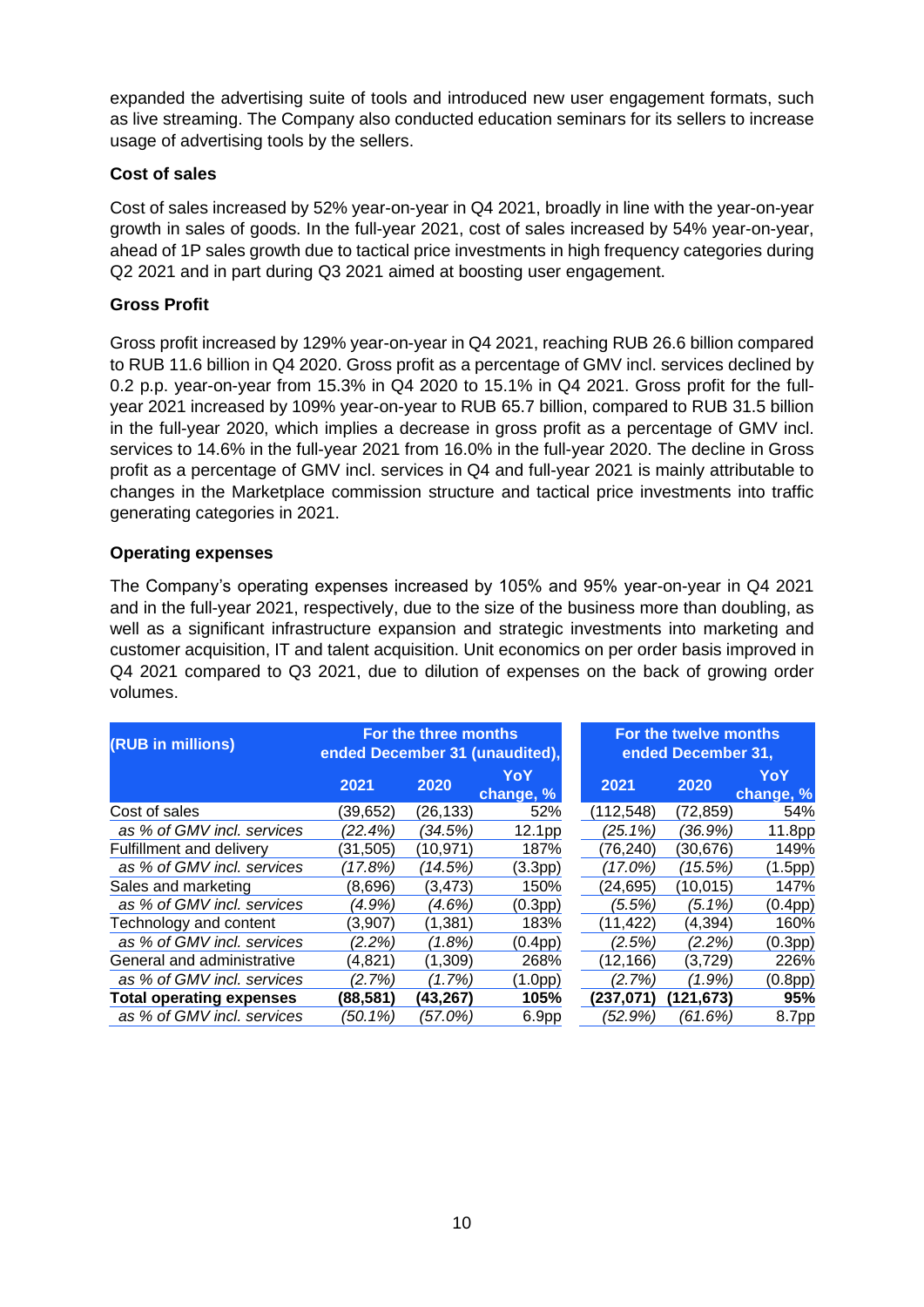expanded the advertising suite of tools and introduced new user engagement formats, such as live streaming. The Company also conducted education seminars for its sellers to increase usage of advertising tools by the sellers.

**Cost of sales**

Cost of sales increased by 52% year-on-year in Q4 2021, broadly in line with the year-on-year growth in sales of goods. In the full-year 2021, cost of sales increased by 54% year-on-year, ahead of 1P sales growth due to tactical price investments in high frequency categories during Q2 2021 and in part during Q3 2021 aimed at boosting user engagement.

**Gross Profit**

Gross profit increased by 129% year-on-year in Q4 2021, reaching RUB 26.6 billion compared to RUB 11.6 billion in Q4 2020. Gross profit as a percentage of GMV incl. services declined by 0.2 p.p. year-on-year from 15.3% in Q4 2020 to 15.1% in Q4 2021. Gross profit for the full-year 2021 increased by 109% year-on-year to RUB 65.7 billion, compared to RUB 31.5 billion in the full-year 2020, which implies a decrease in gross profit as a percentage of GMV incl. services to 14.6% in the full-year 2021 from 16.0% in the full-year 2020. The decline in Gross profit as a percentage of GMV incl. services in Q4 and full-year 2021 is mainly attributable to changes in the Marketplace commission structure and tactical price investments into traffic generating categories in 2021.

**Operating expenses**

The Company's operating expenses increased by 105% and 95% year-on-year in Q4 2021 and in the full-year 2021, respectively, due to the size of the business more than doubling, as well as a significant infrastructure expansion and strategic investments into marketing and customer acquisition, IT and talent acquisition. Unit economics on per order basis improved in Q4 2021 compared to Q3 2021, due to dilution of expenses on the back of growing order volumes.

| (RUB in millions) | For the three months ended December 31 (unaudited), | | | For the twelve months ended December 31, | | |
|---|---|---|---|---|---|---|
| | 2021 | 2020 | YoY change, % | 2021 | 2020 | YoY change, % |
| Cost of sales | (39,652) | (26,133) | 52% | (112,548) | (72,859) | 54% |
| *as % of GMV incl. services* | *(22.4%)* | *(34.5%)* | 12.1pp | *(25.1%)* | *(36.9%)* | 11.8pp |
| Fulfillment and delivery | (31,505) | (10,971) | 187% | (76,240) | (30,676) | 149% |
| *as % of GMV incl. services* | *(17.8%)* | *(14.5%)* | (3.3pp) | *(17.0%)* | *(15.5%)* | (1.5pp) |
| Sales and marketing | (8,696) | (3,473) | 150% | (24,695) | (10,015) | 147% |
| *as % of GMV incl. services* | *(4.9%)* | *(4.6%)* | (0.3pp) | *(5.5%)* | *(5.1%)* | (0.4pp) |
| Technology and content | (3,907) | (1,381) | 183% | (11,422) | (4,394) | 160% |
| *as % of GMV incl. services* | *(2.2%)* | *(1.8%)* | (0.4pp) | *(2.5%)* | *(2.2%)* | (0.3pp) |
| General and administrative | (4,821) | (1,309) | 268% | (12,166) | (3,729) | 226% |
| *as % of GMV incl. services* | *(2.7%)* | *(1.7%)* | (1.0pp) | *(2.7%)* | *(1.9%)* | (0.8pp) |
| **Total operating expenses** | **(88,581)** | **(43,267)** | **105%** | **(237,071)** | **(121,673)** | **95%** |
| *as % of GMV incl. services* | *(50.1%)* | *(57.0%)* | 6.9pp | *(52.9%)* | *(61.6%)* | 8.7pp |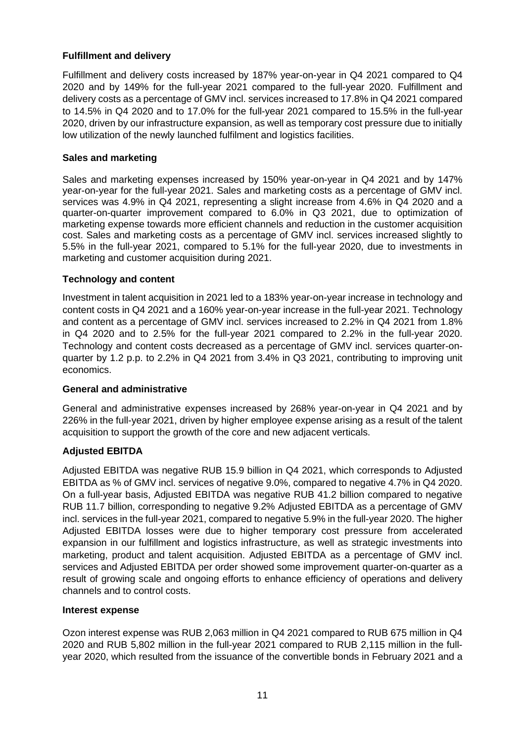**Fulfillment and delivery**

Fulfillment and delivery costs increased by 187% year-on-year in Q4 2021 compared to Q4 2020 and by 149% for the full-year 2021 compared to the full-year 2020. Fulfillment and delivery costs as a percentage of GMV incl. services increased to 17.8% in Q4 2021 compared to 14.5% in Q4 2020 and to 17.0% for the full-year 2021 compared to 15.5% in the full-year 2020, driven by our infrastructure expansion, as well as temporary cost pressure due to initially low utilization of the newly launched fulfilment and logistics facilities.

**Sales and marketing**

Sales and marketing expenses increased by 150% year-on-year in Q4 2021 and by 147% year-on-year for the full-year 2021. Sales and marketing costs as a percentage of GMV incl. services was 4.9% in Q4 2021, representing a slight increase from 4.6% in Q4 2020 and a quarter-on-quarter improvement compared to 6.0% in Q3 2021, due to optimization of marketing expense towards more efficient channels and reduction in the customer acquisition cost. Sales and marketing costs as a percentage of GMV incl. services increased slightly to 5.5% in the full-year 2021, compared to 5.1% for the full-year 2020, due to investments in marketing and customer acquisition during 2021.

**Technology and content**

Investment in talent acquisition in 2021 led to a 183% year-on-year increase in technology and content costs in Q4 2021 and a 160% year-on-year increase in the full-year 2021. Technology and content as a percentage of GMV incl. services increased to 2.2% in Q4 2021 from 1.8% in Q4 2020 and to 2.5% for the full-year 2021 compared to 2.2% in the full-year 2020. Technology and content costs decreased as a percentage of GMV incl. services quarter-on-quarter by 1.2 p.p. to 2.2% in Q4 2021 from 3.4% in Q3 2021, contributing to improving unit economics.

**General and administrative**

General and administrative expenses increased by 268% year-on-year in Q4 2021 and by 226% in the full-year 2021, driven by higher employee expense arising as a result of the talent acquisition to support the growth of the core and new adjacent verticals.

**Adjusted EBITDA**

Adjusted EBITDA was negative RUB 15.9 billion in Q4 2021, which corresponds to Adjusted EBITDA as % of GMV incl. services of negative 9.0%, compared to negative 4.7% in Q4 2020. On a full-year basis, Adjusted EBITDA was negative RUB 41.2 billion compared to negative RUB 11.7 billion, corresponding to negative 9.2% Adjusted EBITDA as a percentage of GMV incl. services in the full-year 2021, compared to negative 5.9% in the full-year 2020. The higher Adjusted EBITDA losses were due to higher temporary cost pressure from accelerated expansion in our fulfillment and logistics infrastructure, as well as strategic investments into marketing, product and talent acquisition. Adjusted EBITDA as a percentage of GMV incl. services and Adjusted EBITDA per order showed some improvement quarter-on-quarter as a result of growing scale and ongoing efforts to enhance efficiency of operations and delivery channels and to control costs.

**Interest expense**

Ozon interest expense was RUB 2,063 million in Q4 2021 compared to RUB 675 million in Q4 2020 and RUB 5,802 million in the full-year 2021 compared to RUB 2,115 million in the full-year 2020, which resulted from the issuance of the convertible bonds in February 2021 and a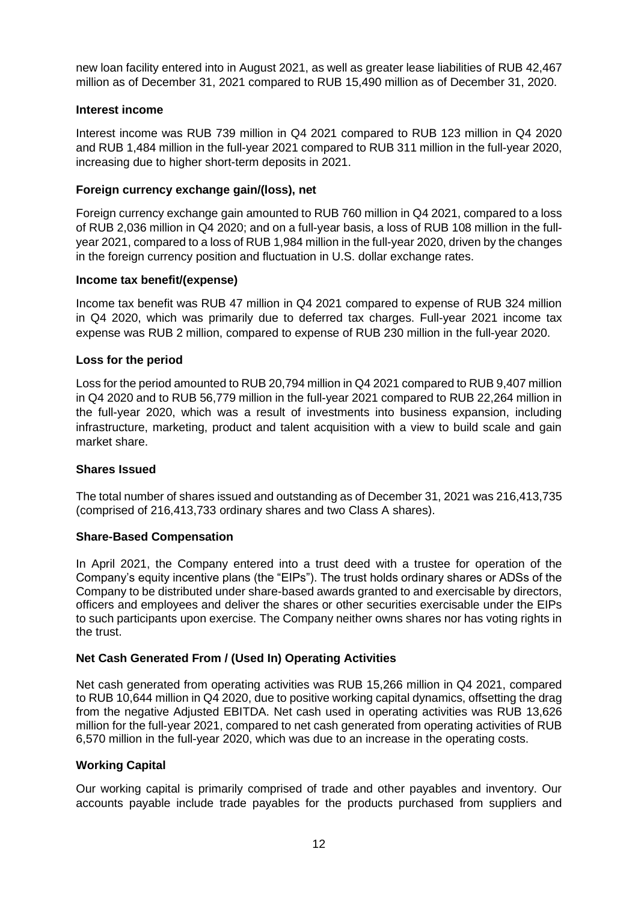new loan facility entered into in August 2021, as well as greater lease liabilities of RUB 42,467 million as of December 31, 2021 compared to RUB 15,490 million as of December 31, 2020.

**Interest income**

Interest income was RUB 739 million in Q4 2021 compared to RUB 123 million in Q4 2020 and RUB 1,484 million in the full-year 2021 compared to RUB 311 million in the full-year 2020, increasing due to higher short-term deposits in 2021.

**Foreign currency exchange gain/(loss), net**

Foreign currency exchange gain amounted to RUB 760 million in Q4 2021, compared to a loss of RUB 2,036 million in Q4 2020; and on a full-year basis, a loss of RUB 108 million in the full-year 2021, compared to a loss of RUB 1,984 million in the full-year 2020, driven by the changes in the foreign currency position and fluctuation in U.S. dollar exchange rates.

**Income tax benefit/(expense)**

Income tax benefit was RUB 47 million in Q4 2021 compared to expense of RUB 324 million in Q4 2020, which was primarily due to deferred tax charges. Full-year 2021 income tax expense was RUB 2 million, compared to expense of RUB 230 million in the full-year 2020.

**Loss for the period**

Loss for the period amounted to RUB 20,794 million in Q4 2021 compared to RUB 9,407 million in Q4 2020 and to RUB 56,779 million in the full-year 2021 compared to RUB 22,264 million in the full-year 2020, which was a result of investments into business expansion, including infrastructure, marketing, product and talent acquisition with a view to build scale and gain market share.

**Shares Issued**

The total number of shares issued and outstanding as of December 31, 2021 was 216,413,735 (comprised of 216,413,733 ordinary shares and two Class A shares).

**Share-Based Compensation**

In April 2021, the Company entered into a trust deed with a trustee for operation of the Company's equity incentive plans (the "EIPs"). The trust holds ordinary shares or ADSs of the Company to be distributed under share-based awards granted to and exercisable by directors, officers and employees and deliver the shares or other securities exercisable under the EIPs to such participants upon exercise. The Company neither owns shares nor has voting rights in the trust.

**Net Cash Generated From / (Used In) Operating Activities**

Net cash generated from operating activities was RUB 15,266 million in Q4 2021, compared to RUB 10,644 million in Q4 2020, due to positive working capital dynamics, offsetting the drag from the negative Adjusted EBITDA. Net cash used in operating activities was RUB 13,626 million for the full-year 2021, compared to net cash generated from operating activities of RUB 6,570 million in the full-year 2020, which was due to an increase in the operating costs.

**Working Capital**

Our working capital is primarily comprised of trade and other payables and inventory. Our accounts payable include trade payables for the products purchased from suppliers and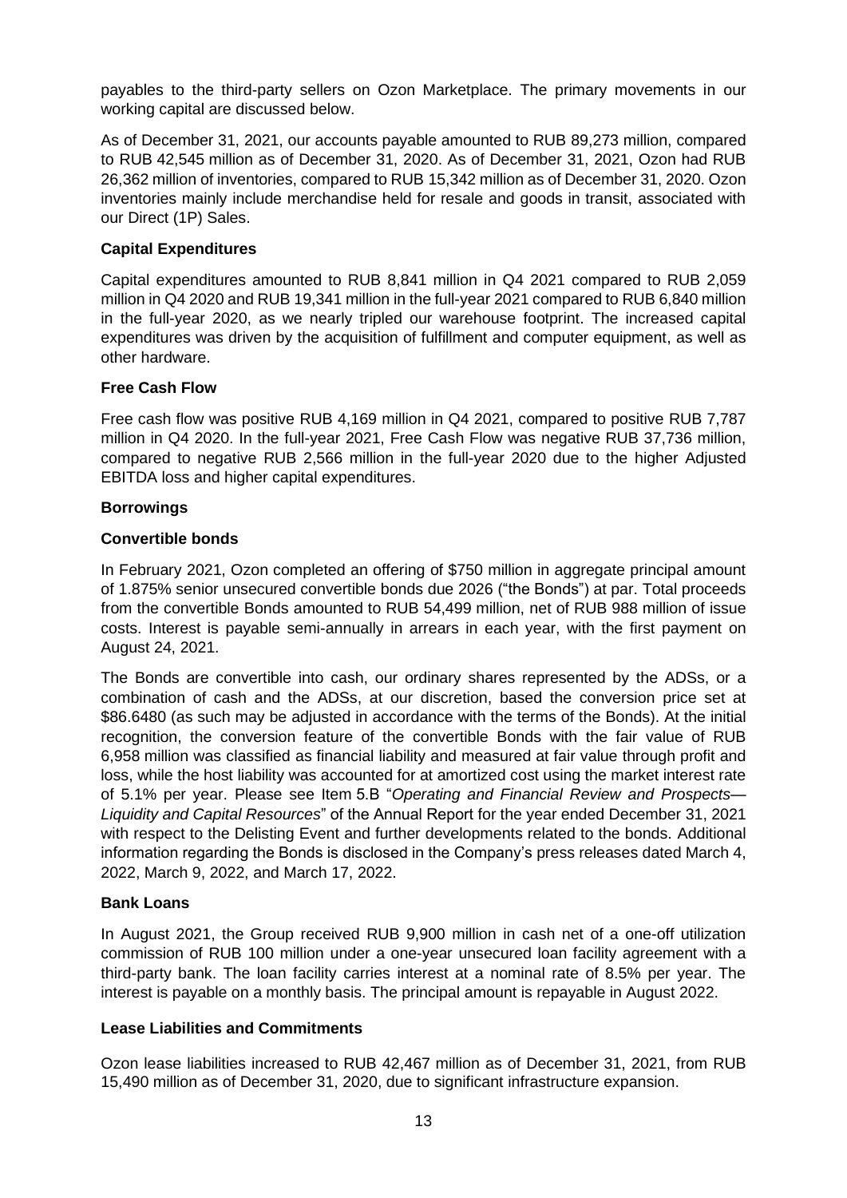payables to the third-party sellers on Ozon Marketplace. The primary movements in our working capital are discussed below.

As of December 31, 2021, our accounts payable amounted to RUB 89,273 million, compared to RUB 42,545 million as of December 31, 2020. As of December 31, 2021, Ozon had RUB 26,362 million of inventories, compared to RUB 15,342 million as of December 31, 2020. Ozon inventories mainly include merchandise held for resale and goods in transit, associated with our Direct (1P) Sales.

### Capital Expenditures

Capital expenditures amounted to RUB 8,841 million in Q4 2021 compared to RUB 2,059 million in Q4 2020 and RUB 19,341 million in the full-year 2021 compared to RUB 6,840 million in the full-year 2020, as we nearly tripled our warehouse footprint. The increased capital expenditures was driven by the acquisition of fulfillment and computer equipment, as well as other hardware.

### Free Cash Flow

Free cash flow was positive RUB 4,169 million in Q4 2021, compared to positive RUB 7,787 million in Q4 2020. In the full-year 2021, Free Cash Flow was negative RUB 37,736 million, compared to negative RUB 2,566 million in the full-year 2020 due to the higher Adjusted EBITDA loss and higher capital expenditures.

### Borrowings

### Convertible bonds

In February 2021, Ozon completed an offering of $750 million in aggregate principal amount of 1.875% senior unsecured convertible bonds due 2026 ("the Bonds") at par. Total proceeds from the convertible Bonds amounted to RUB 54,499 million, net of RUB 988 million of issue costs. Interest is payable semi-annually in arrears in each year, with the first payment on August 24, 2021.

The Bonds are convertible into cash, our ordinary shares represented by the ADSs, or a combination of cash and the ADSs, at our discretion, based the conversion price set at $86.6480 (as such may be adjusted in accordance with the terms of the Bonds). At the initial recognition, the conversion feature of the convertible Bonds with the fair value of RUB 6,958 million was classified as financial liability and measured at fair value through profit and loss, while the host liability was accounted for at amortized cost using the market interest rate of 5.1% per year. Please see Item 5.B "*Operating and Financial Review and Prospects—Liquidity and Capital Resources*" of the Annual Report for the year ended December 31, 2021 with respect to the Delisting Event and further developments related to the bonds. Additional information regarding the Bonds is disclosed in the Company's press releases dated March 4, 2022, March 9, 2022, and March 17, 2022.

### Bank Loans

In August 2021, the Group received RUB 9,900 million in cash net of a one-off utilization commission of RUB 100 million under a one-year unsecured loan facility agreement with a third-party bank. The loan facility carries interest at a nominal rate of 8.5% per year. The interest is payable on a monthly basis. The principal amount is repayable in August 2022.

### Lease Liabilities and Commitments

Ozon lease liabilities increased to RUB 42,467 million as of December 31, 2021, from RUB 15,490 million as of December 31, 2020, due to significant infrastructure expansion.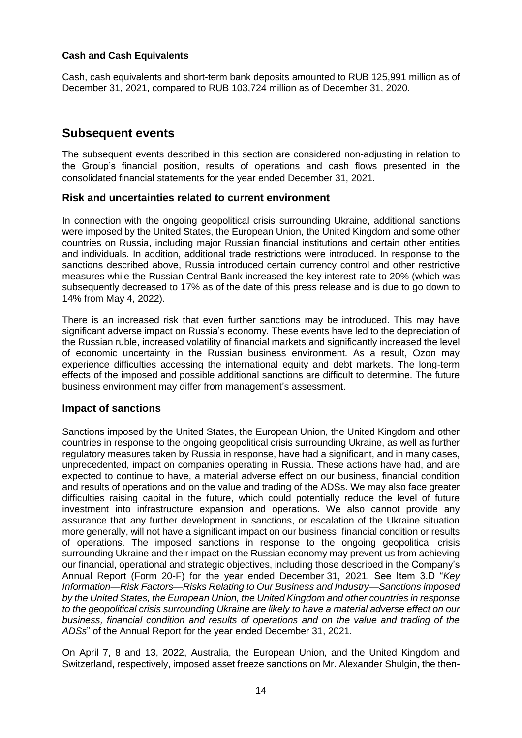**Cash and Cash Equivalents**

Cash, cash equivalents and short-term bank deposits amounted to RUB 125,991 million as of December 31, 2021, compared to RUB 103,724 million as of December 31, 2020.

## Subsequent events

The subsequent events described in this section are considered non-adjusting in relation to the Group's financial position, results of operations and cash flows presented in the consolidated financial statements for the year ended December 31, 2021.

### Risk and uncertainties related to current environment

In connection with the ongoing geopolitical crisis surrounding Ukraine, additional sanctions were imposed by the United States, the European Union, the United Kingdom and some other countries on Russia, including major Russian financial institutions and certain other entities and individuals. In addition, additional trade restrictions were introduced. In response to the sanctions described above, Russia introduced certain currency control and other restrictive measures while the Russian Central Bank increased the key interest rate to 20% (which was subsequently decreased to 17% as of the date of this press release and is due to go down to 14% from May 4, 2022).

There is an increased risk that even further sanctions may be introduced. This may have significant adverse impact on Russia's economy. These events have led to the depreciation of the Russian ruble, increased volatility of financial markets and significantly increased the level of economic uncertainty in the Russian business environment. As a result, Ozon may experience difficulties accessing the international equity and debt markets. The long-term effects of the imposed and possible additional sanctions are difficult to determine. The future business environment may differ from management's assessment.

### Impact of sanctions

Sanctions imposed by the United States, the European Union, the United Kingdom and other countries in response to the ongoing geopolitical crisis surrounding Ukraine, as well as further regulatory measures taken by Russia in response, have had a significant, and in many cases, unprecedented, impact on companies operating in Russia. These actions have had, and are expected to continue to have, a material adverse effect on our business, financial condition and results of operations and on the value and trading of the ADSs. We may also face greater difficulties raising capital in the future, which could potentially reduce the level of future investment into infrastructure expansion and operations. We also cannot provide any assurance that any further development in sanctions, or escalation of the Ukraine situation more generally, will not have a significant impact on our business, financial condition or results of operations. The imposed sanctions in response to the ongoing geopolitical crisis surrounding Ukraine and their impact on the Russian economy may prevent us from achieving our financial, operational and strategic objectives, including those described in the Company's Annual Report (Form 20-F) for the year ended December 31, 2021. See Item 3.D "*Key Information—Risk Factors—Risks Relating to Our Business and Industry—Sanctions imposed by the United States, the European Union, the United Kingdom and other countries in response to the geopolitical crisis surrounding Ukraine are likely to have a material adverse effect on our business, financial condition and results of operations and on the value and trading of the ADSs*" of the Annual Report for the year ended December 31, 2021.

On April 7, 8 and 13, 2022, Australia, the European Union, and the United Kingdom and Switzerland, respectively, imposed asset freeze sanctions on Mr. Alexander Shulgin, the then-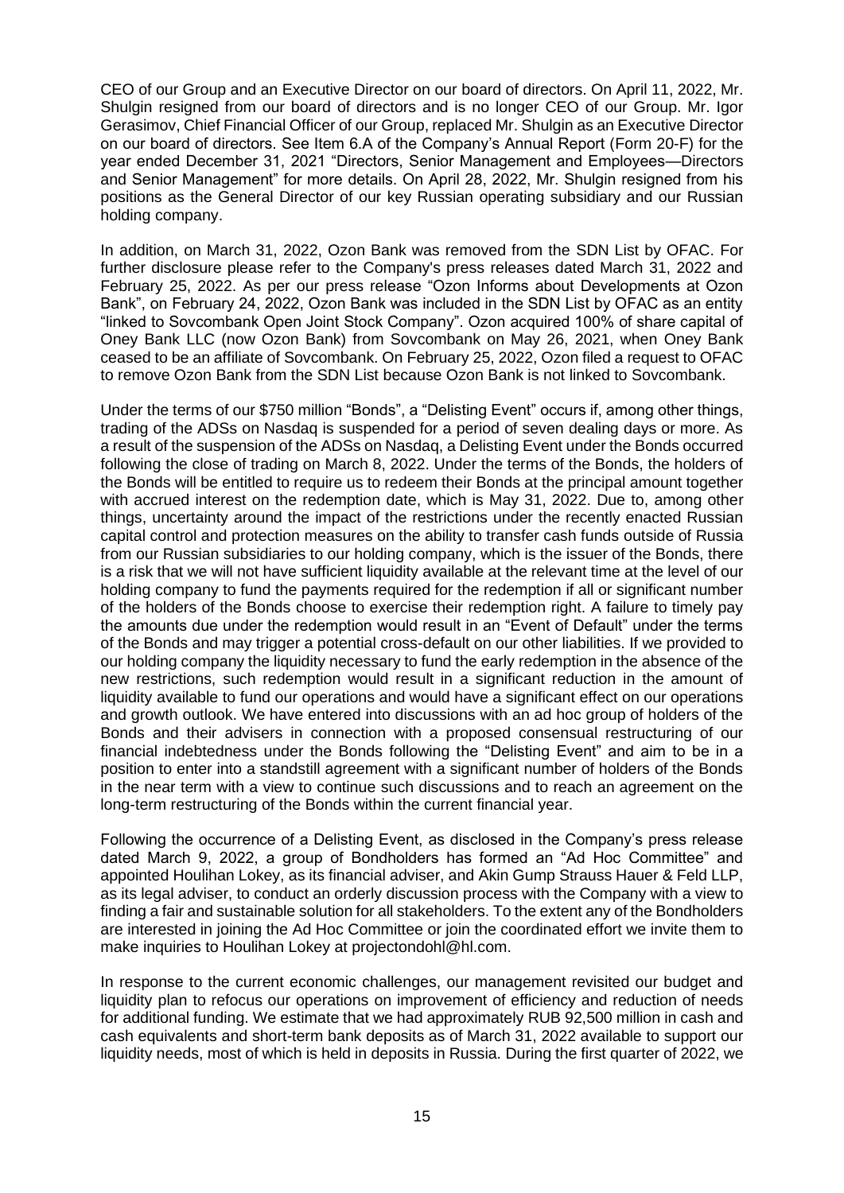CEO of our Group and an Executive Director on our board of directors. On April 11, 2022, Mr. Shulgin resigned from our board of directors and is no longer CEO of our Group. Mr. Igor Gerasimov, Chief Financial Officer of our Group, replaced Mr. Shulgin as an Executive Director on our board of directors. See Item 6.A of the Company's Annual Report (Form 20-F) for the year ended December 31, 2021 "Directors, Senior Management and Employees—Directors and Senior Management" for more details. On April 28, 2022, Mr. Shulgin resigned from his positions as the General Director of our key Russian operating subsidiary and our Russian holding company.

In addition, on March 31, 2022, Ozon Bank was removed from the SDN List by OFAC. For further disclosure please refer to the Company's press releases dated March 31, 2022 and February 25, 2022. As per our press release "Ozon Informs about Developments at Ozon Bank", on February 24, 2022, Ozon Bank was included in the SDN List by OFAC as an entity "linked to Sovcombank Open Joint Stock Company". Ozon acquired 100% of share capital of Oney Bank LLC (now Ozon Bank) from Sovcombank on May 26, 2021, when Oney Bank ceased to be an affiliate of Sovcombank. On February 25, 2022, Ozon filed a request to OFAC to remove Ozon Bank from the SDN List because Ozon Bank is not linked to Sovcombank.

Under the terms of our $750 million "Bonds", a "Delisting Event" occurs if, among other things, trading of the ADSs on Nasdaq is suspended for a period of seven dealing days or more. As a result of the suspension of the ADSs on Nasdaq, a Delisting Event under the Bonds occurred following the close of trading on March 8, 2022. Under the terms of the Bonds, the holders of the Bonds will be entitled to require us to redeem their Bonds at the principal amount together with accrued interest on the redemption date, which is May 31, 2022. Due to, among other things, uncertainty around the impact of the restrictions under the recently enacted Russian capital control and protection measures on the ability to transfer cash funds outside of Russia from our Russian subsidiaries to our holding company, which is the issuer of the Bonds, there is a risk that we will not have sufficient liquidity available at the relevant time at the level of our holding company to fund the payments required for the redemption if all or significant number of the holders of the Bonds choose to exercise their redemption right. A failure to timely pay the amounts due under the redemption would result in an "Event of Default" under the terms of the Bonds and may trigger a potential cross-default on our other liabilities. If we provided to our holding company the liquidity necessary to fund the early redemption in the absence of the new restrictions, such redemption would result in a significant reduction in the amount of liquidity available to fund our operations and would have a significant effect on our operations and growth outlook. We have entered into discussions with an ad hoc group of holders of the Bonds and their advisers in connection with a proposed consensual restructuring of our financial indebtedness under the Bonds following the "Delisting Event" and aim to be in a position to enter into a standstill agreement with a significant number of holders of the Bonds in the near term with a view to continue such discussions and to reach an agreement on the long-term restructuring of the Bonds within the current financial year.

Following the occurrence of a Delisting Event, as disclosed in the Company's press release dated March 9, 2022, a group of Bondholders has formed an "Ad Hoc Committee" and appointed Houlihan Lokey, as its financial adviser, and Akin Gump Strauss Hauer & Feld LLP, as its legal adviser, to conduct an orderly discussion process with the Company with a view to finding a fair and sustainable solution for all stakeholders. To the extent any of the Bondholders are interested in joining the Ad Hoc Committee or join the coordinated effort we invite them to make inquiries to Houlihan Lokey at projectondohl@hl.com.

In response to the current economic challenges, our management revisited our budget and liquidity plan to refocus our operations on improvement of efficiency and reduction of needs for additional funding. We estimate that we had approximately RUB 92,500 million in cash and cash equivalents and short-term bank deposits as of March 31, 2022 available to support our liquidity needs, most of which is held in deposits in Russia. During the first quarter of 2022, we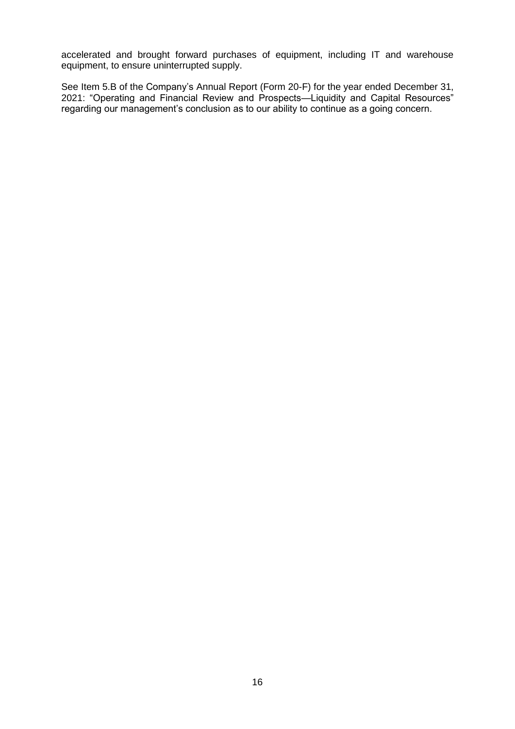accelerated and brought forward purchases of equipment, including IT and warehouse equipment, to ensure uninterrupted supply.

See Item 5.B of the Company's Annual Report (Form 20-F) for the year ended December 31, 2021: "Operating and Financial Review and Prospects—Liquidity and Capital Resources" regarding our management's conclusion as to our ability to continue as a going concern.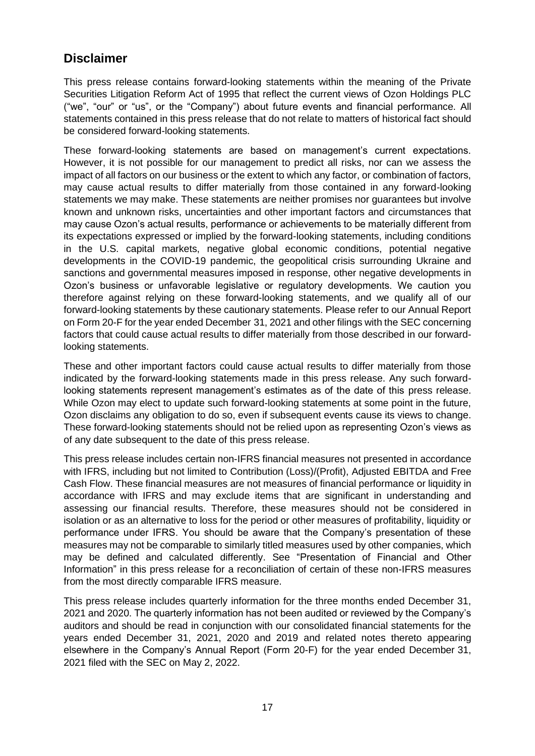## Disclaimer

This press release contains forward-looking statements within the meaning of the Private Securities Litigation Reform Act of 1995 that reflect the current views of Ozon Holdings PLC ("we", "our" or "us", or the "Company") about future events and financial performance. All statements contained in this press release that do not relate to matters of historical fact should be considered forward-looking statements.

These forward-looking statements are based on management's current expectations. However, it is not possible for our management to predict all risks, nor can we assess the impact of all factors on our business or the extent to which any factor, or combination of factors, may cause actual results to differ materially from those contained in any forward-looking statements we may make. These statements are neither promises nor guarantees but involve known and unknown risks, uncertainties and other important factors and circumstances that may cause Ozon's actual results, performance or achievements to be materially different from its expectations expressed or implied by the forward-looking statements, including conditions in the U.S. capital markets, negative global economic conditions, potential negative developments in the COVID-19 pandemic, the geopolitical crisis surrounding Ukraine and sanctions and governmental measures imposed in response, other negative developments in Ozon's business or unfavorable legislative or regulatory developments. We caution you therefore against relying on these forward-looking statements, and we qualify all of our forward-looking statements by these cautionary statements. Please refer to our Annual Report on Form 20-F for the year ended December 31, 2021 and other filings with the SEC concerning factors that could cause actual results to differ materially from those described in our forward-looking statements.

These and other important factors could cause actual results to differ materially from those indicated by the forward-looking statements made in this press release. Any such forward-looking statements represent management's estimates as of the date of this press release. While Ozon may elect to update such forward-looking statements at some point in the future, Ozon disclaims any obligation to do so, even if subsequent events cause its views to change. These forward-looking statements should not be relied upon as representing Ozon's views as of any date subsequent to the date of this press release.

This press release includes certain non-IFRS financial measures not presented in accordance with IFRS, including but not limited to Contribution (Loss)/(Profit), Adjusted EBITDA and Free Cash Flow. These financial measures are not measures of financial performance or liquidity in accordance with IFRS and may exclude items that are significant in understanding and assessing our financial results. Therefore, these measures should not be considered in isolation or as an alternative to loss for the period or other measures of profitability, liquidity or performance under IFRS. You should be aware that the Company's presentation of these measures may not be comparable to similarly titled measures used by other companies, which may be defined and calculated differently. See "Presentation of Financial and Other Information" in this press release for a reconciliation of certain of these non-IFRS measures from the most directly comparable IFRS measure.

This press release includes quarterly information for the three months ended December 31, 2021 and 2020. The quarterly information has not been audited or reviewed by the Company's auditors and should be read in conjunction with our consolidated financial statements for the years ended December 31, 2021, 2020 and 2019 and related notes thereto appearing elsewhere in the Company's Annual Report (Form 20-F) for the year ended December 31, 2021 filed with the SEC on May 2, 2022.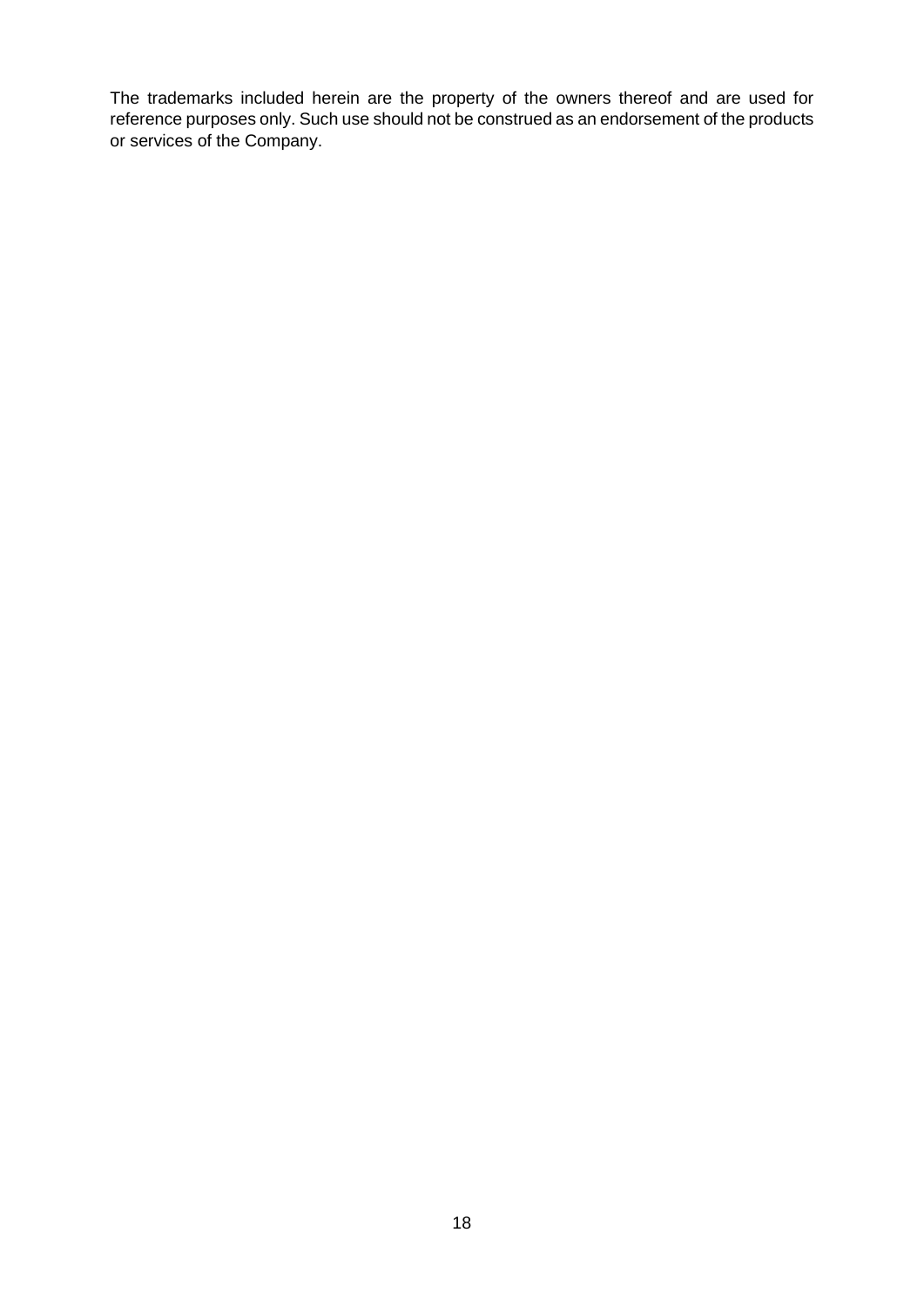The trademarks included herein are the property of the owners thereof and are used for reference purposes only. Such use should not be construed as an endorsement of the products or services of the Company.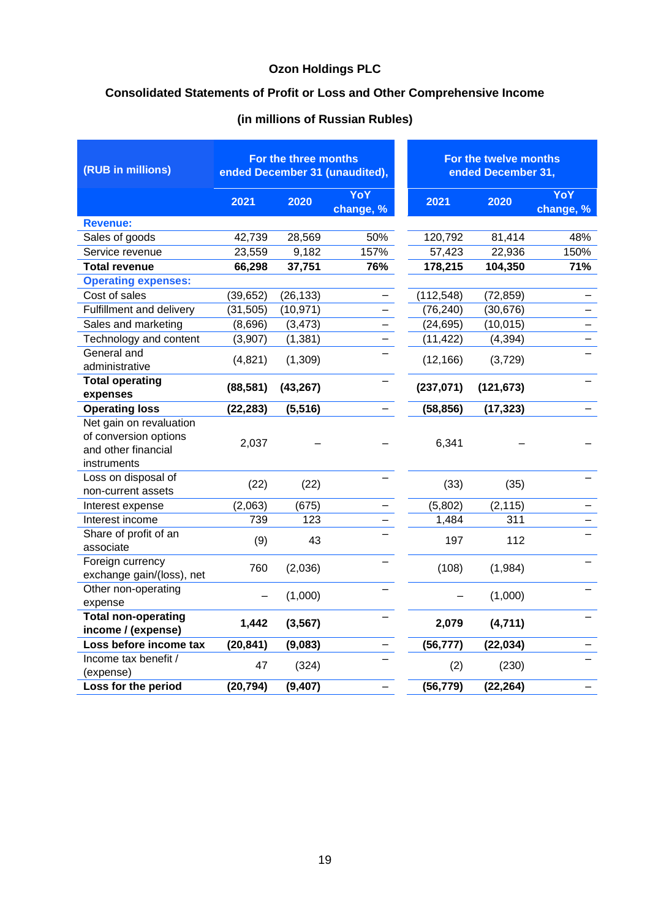# Ozon Holdings PLC

## Consolidated Statements of Profit or Loss and Other Comprehensive Income

## (in millions of Russian Rubles)

| (RUB in millions) | For the three months ended December 31 (unaudited), | | | For the twelve months ended December 31, | | |
|---|---|---|---|---|---|---|
| | 2021 | 2020 | YoY change, % | 2021 | 2020 | YoY change, % |
| **Revenue:** | | | | | | |
| Sales of goods | 42,739 | 28,569 | 50% | 120,792 | 81,414 | 48% |
| Service revenue | 23,559 | 9,182 | 157% | 57,423 | 22,936 | 150% |
| **Total revenue** | **66,298** | **37,751** | **76%** | **178,215** | **104,350** | **71%** |
| **Operating expenses:** | | | | | | |
| Cost of sales | (39,652) | (26,133) | – | (112,548) | (72,859) | – |
| Fulfillment and delivery | (31,505) | (10,971) | – | (76,240) | (30,676) | – |
| Sales and marketing | (8,696) | (3,473) | – | (24,695) | (10,015) | – |
| Technology and content | (3,907) | (1,381) | – | (11,422) | (4,394) | – |
| General and administrative | (4,821) | (1,309) | – | (12,166) | (3,729) | – |
| **Total operating expenses** | **(88,581)** | **(43,267)** | – | **(237,071)** | **(121,673)** | – |
| **Operating loss** | **(22,283)** | **(5,516)** | – | **(58,856)** | **(17,323)** | – |
| Net gain on revaluation of conversion options and other financial instruments | 2,037 | – | – | 6,341 | – | – |
| Loss on disposal of non-current assets | (22) | (22) | – | (33) | (35) | – |
| Interest expense | (2,063) | (675) | – | (5,802) | (2,115) | – |
| Interest income | 739 | 123 | – | 1,484 | 311 | – |
| Share of profit of an associate | (9) | 43 | – | 197 | 112 | – |
| Foreign currency exchange gain/(loss), net | 760 | (2,036) | – | (108) | (1,984) | – |
| Other non-operating expense | – | (1,000) | – | – | (1,000) | – |
| **Total non-operating income / (expense)** | **1,442** | **(3,567)** | – | **2,079** | **(4,711)** | – |
| **Loss before income tax** | **(20,841)** | **(9,083)** | – | **(56,777)** | **(22,034)** | – |
| Income tax benefit / (expense) | 47 | (324) | – | (2) | (230) | – |
| **Loss for the period** | **(20,794)** | **(9,407)** | – | **(56,779)** | **(22,264)** | – |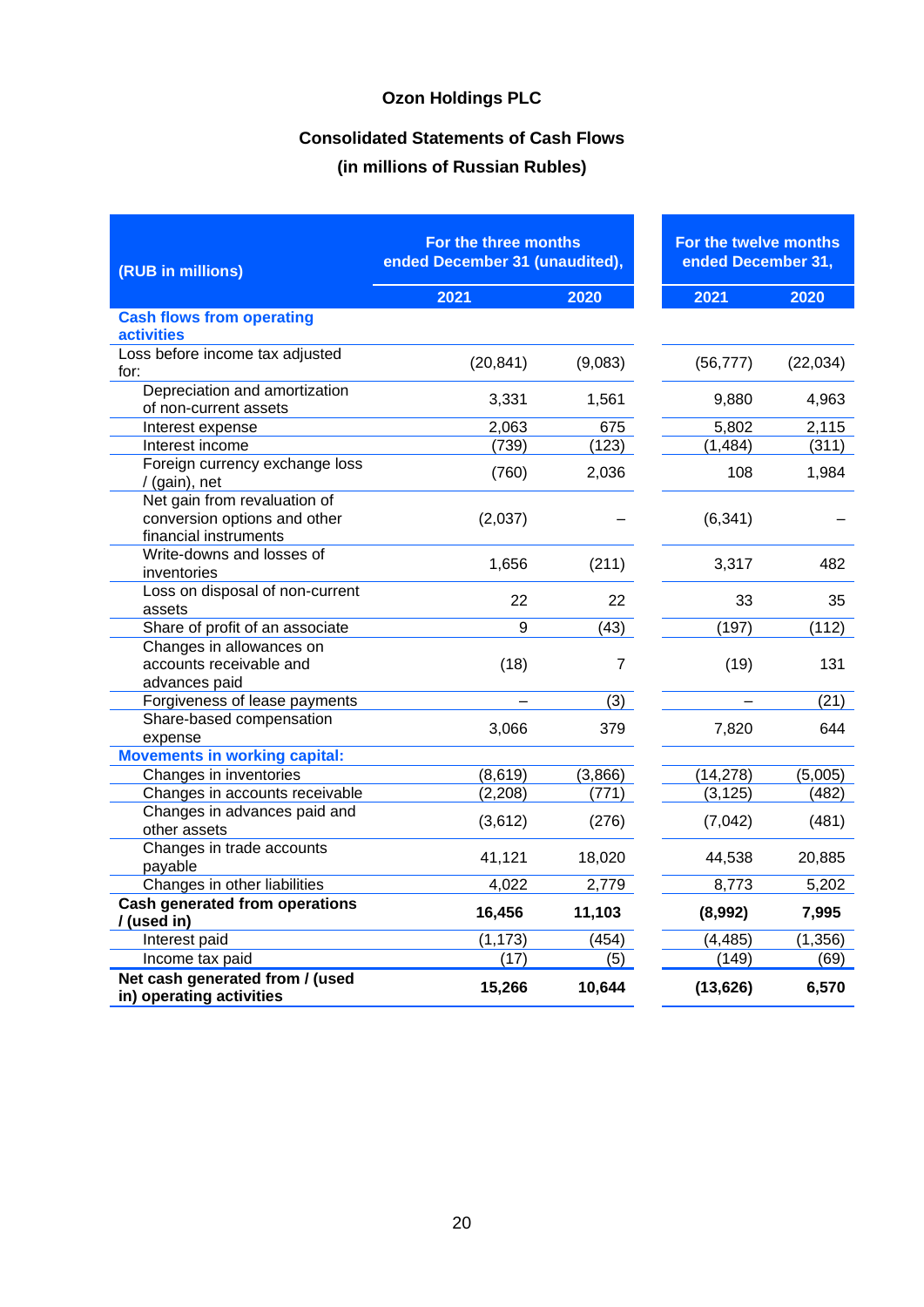# Ozon Holdings PLC

## Consolidated Statements of Cash Flows

## (in millions of Russian Rubles)

| (RUB in millions) | For the three months ended December 31 (unaudited), | | For the twelve months ended December 31, | |
|---|---|---|---|---|
| | 2021 | 2020 | 2021 | 2020 |
| **Cash flows from operating activities** | | | | |
| Loss before income tax adjusted for: | (20,841) | (9,083) | (56,777) | (22,034) |
| Depreciation and amortization of non-current assets | 3,331 | 1,561 | 9,880 | 4,963 |
| Interest expense | 2,063 | 675 | 5,802 | 2,115 |
| Interest income | (739) | (123) | (1,484) | (311) |
| Foreign currency exchange loss / (gain), net | (760) | 2,036 | 108 | 1,984 |
| Net gain from revaluation of conversion options and other financial instruments | (2,037) | – | (6,341) | – |
| Write-downs and losses of inventories | 1,656 | (211) | 3,317 | 482 |
| Loss on disposal of non-current assets | 22 | 22 | 33 | 35 |
| Share of profit of an associate | 9 | (43) | (197) | (112) |
| Changes in allowances on accounts receivable and advances paid | (18) | 7 | (19) | 131 |
| Forgiveness of lease payments | – | (3) | – | (21) |
| Share-based compensation expense | 3,066 | 379 | 7,820 | 644 |
| **Movements in working capital:** | | | | |
| Changes in inventories | (8,619) | (3,866) | (14,278) | (5,005) |
| Changes in accounts receivable | (2,208) | (771) | (3,125) | (482) |
| Changes in advances paid and other assets | (3,612) | (276) | (7,042) | (481) |
| Changes in trade accounts payable | 41,121 | 18,020 | 44,538 | 20,885 |
| Changes in other liabilities | 4,022 | 2,779 | 8,773 | 5,202 |
| **Cash generated from operations / (used in)** | **16,456** | **11,103** | **(8,992)** | **7,995** |
| Interest paid | (1,173) | (454) | (4,485) | (1,356) |
| Income tax paid | (17) | (5) | (149) | (69) |
| **Net cash generated from / (used in) operating activities** | **15,266** | **10,644** | **(13,626)** | **6,570** |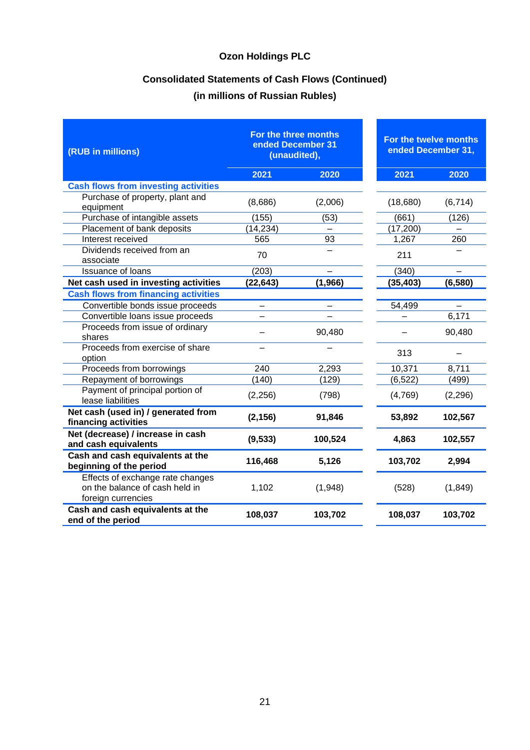# Ozon Holdings PLC

## Consolidated Statements of Cash Flows (Continued)

## (in millions of Russian Rubles)

| (RUB in millions) | For the three months ended December 31 (unaudited), | | For the twelve months ended December 31, | |
|---|---|---|---|---|
| | 2021 | 2020 | 2021 | 2020 |
| **Cash flows from investing activities** | | | | |
| Purchase of property, plant and equipment | (8,686) | (2,006) | (18,680) | (6,714) |
| Purchase of intangible assets | (155) | (53) | (661) | (126) |
| Placement of bank deposits | (14,234) | – | (17,200) | – |
| Interest received | 565 | 93 | 1,267 | 260 |
| Dividends received from an associate | 70 | – | 211 | – |
| Issuance of loans | (203) | – | (340) | – |
| **Net cash used in investing activities** | **(22,643)** | **(1,966)** | **(35,403)** | **(6,580)** |
| **Cash flows from financing activities** | | | | |
| Convertible bonds issue proceeds | – | – | 54,499 | – |
| Convertible loans issue proceeds | – | – | – | 6,171 |
| Proceeds from issue of ordinary shares | – | 90,480 | – | 90,480 |
| Proceeds from exercise of share option | – | – | 313 | – |
| Proceeds from borrowings | 240 | 2,293 | 10,371 | 8,711 |
| Repayment of borrowings | (140) | (129) | (6,522) | (499) |
| Payment of principal portion of lease liabilities | (2,256) | (798) | (4,769) | (2,296) |
| **Net cash (used in) / generated from financing activities** | **(2,156)** | **91,846** | **53,892** | **102,567** |
| **Net (decrease) / increase in cash and cash equivalents** | **(9,533)** | **100,524** | **4,863** | **102,557** |
| **Cash and cash equivalents at the beginning of the period** | **116,468** | **5,126** | **103,702** | **2,994** |
| Effects of exchange rate changes on the balance of cash held in foreign currencies | 1,102 | (1,948) | (528) | (1,849) |
| **Cash and cash equivalents at the end of the period** | **108,037** | **103,702** | **108,037** | **103,702** |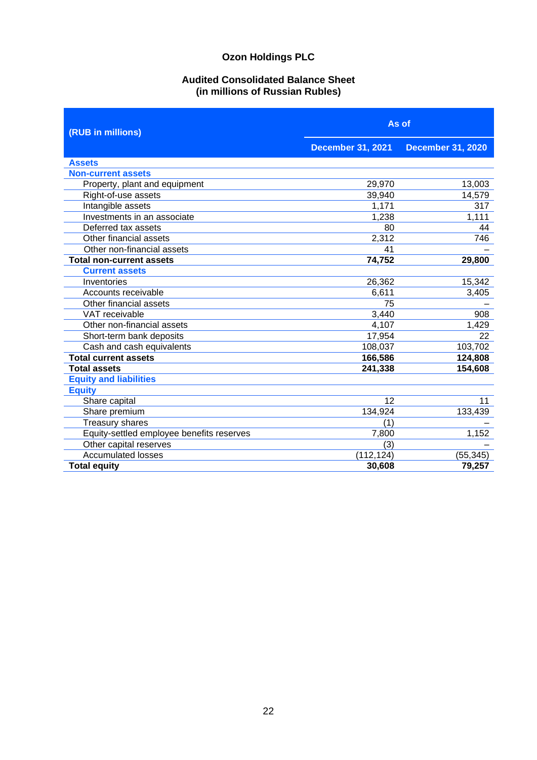# Ozon Holdings PLC

## Audited Consolidated Balance Sheet
## (in millions of Russian Rubles)

| (RUB in millions) | As of | |
|---|---|---|
| | December 31, 2021 | December 31, 2020 |
| **Assets** | | |
| **Non-current assets** | | |
| Property, plant and equipment | 29,970 | 13,003 |
| Right-of-use assets | 39,940 | 14,579 |
| Intangible assets | 1,171 | 317 |
| Investments in an associate | 1,238 | 1,111 |
| Deferred tax assets | 80 | 44 |
| Other financial assets | 2,312 | 746 |
| Other non-financial assets | 41 | – |
| **Total non-current assets** | **74,752** | **29,800** |
| **Current assets** | | |
| Inventories | 26,362 | 15,342 |
| Accounts receivable | 6,611 | 3,405 |
| Other financial assets | 75 | – |
| VAT receivable | 3,440 | 908 |
| Other non-financial assets | 4,107 | 1,429 |
| Short-term bank deposits | 17,954 | 22 |
| Cash and cash equivalents | 108,037 | 103,702 |
| **Total current assets** | **166,586** | **124,808** |
| **Total assets** | **241,338** | **154,608** |
| **Equity and liabilities** | | |
| **Equity** | | |
| Share capital | 12 | 11 |
| Share premium | 134,924 | 133,439 |
| Treasury shares | (1) | – |
| Equity-settled employee benefits reserves | 7,800 | 1,152 |
| Other capital reserves | (3) | – |
| Accumulated losses | (112,124) | (55,345) |
| **Total equity** | **30,608** | **79,257** |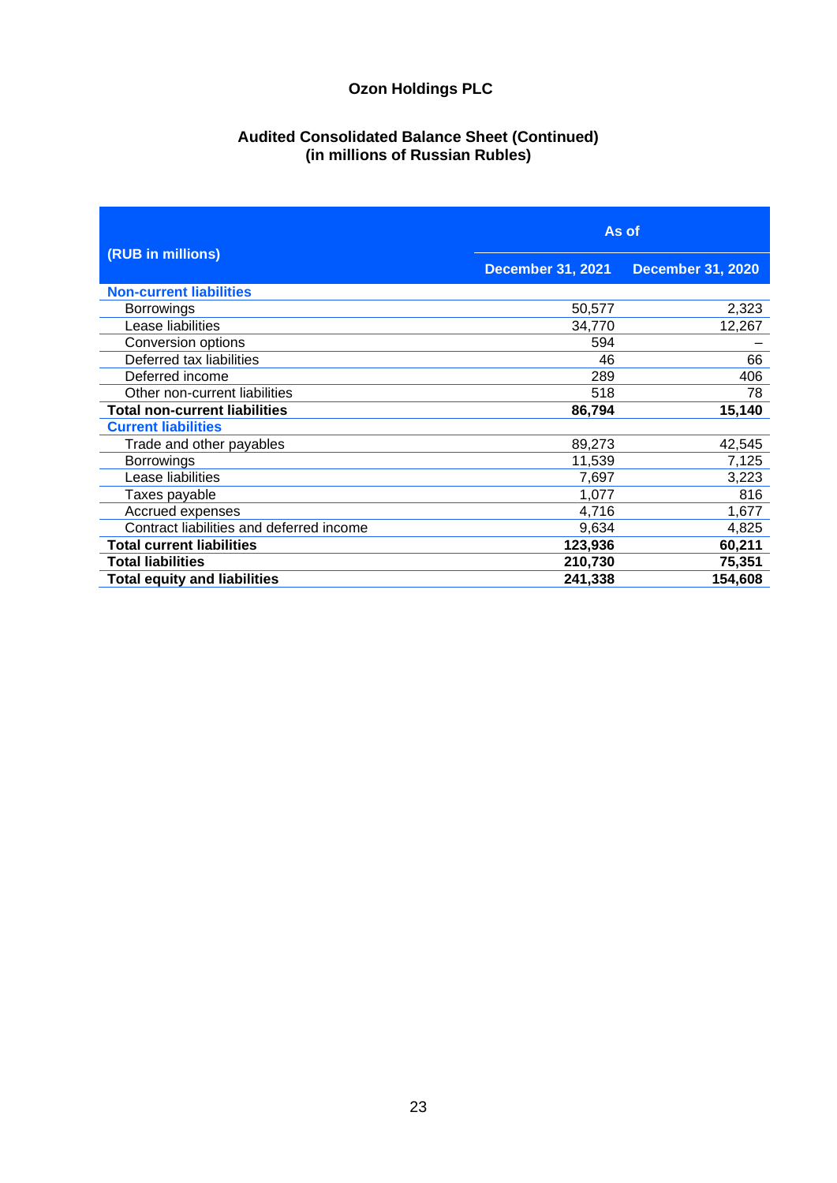# Ozon Holdings PLC

## Audited Consolidated Balance Sheet (Continued)
## (in millions of Russian Rubles)

| (RUB in millions) | As of | |
|---|---|---|
| | **December 31, 2021** | **December 31, 2020** |
| **Non-current liabilities** | | |
| Borrowings | 50,577 | 2,323 |
| Lease liabilities | 34,770 | 12,267 |
| Conversion options | 594 | – |
| Deferred tax liabilities | 46 | 66 |
| Deferred income | 289 | 406 |
| Other non-current liabilities | 518 | 78 |
| **Total non-current liabilities** | **86,794** | **15,140** |
| **Current liabilities** | | |
| Trade and other payables | 89,273 | 42,545 |
| Borrowings | 11,539 | 7,125 |
| Lease liabilities | 7,697 | 3,223 |
| Taxes payable | 1,077 | 816 |
| Accrued expenses | 4,716 | 1,677 |
| Contract liabilities and deferred income | 9,634 | 4,825 |
| **Total current liabilities** | **123,936** | **60,211** |
| **Total liabilities** | **210,730** | **75,351** |
| **Total equity and liabilities** | **241,338** | **154,608** |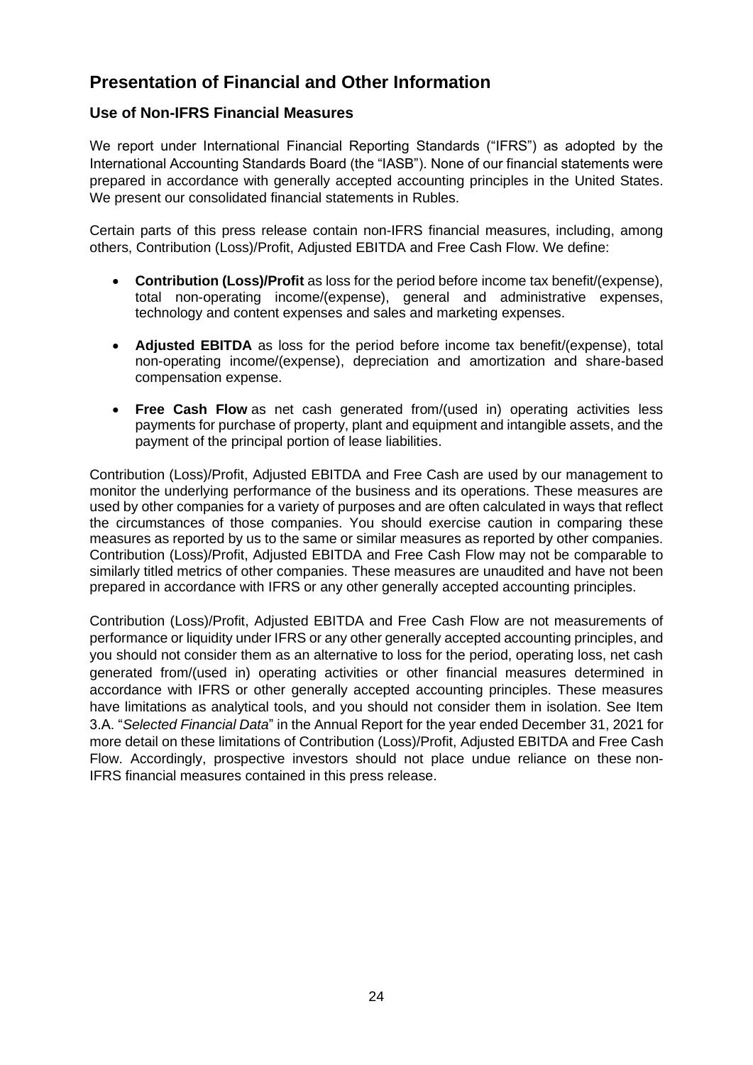# Presentation of Financial and Other Information

## Use of Non-IFRS Financial Measures

We report under International Financial Reporting Standards ("IFRS") as adopted by the International Accounting Standards Board (the "IASB"). None of our financial statements were prepared in accordance with generally accepted accounting principles in the United States. We present our consolidated financial statements in Rubles.

Certain parts of this press release contain non-IFRS financial measures, including, among others, Contribution (Loss)/Profit, Adjusted EBITDA and Free Cash Flow. We define:

- **Contribution (Loss)/Profit** as loss for the period before income tax benefit/(expense), total non-operating income/(expense), general and administrative expenses, technology and content expenses and sales and marketing expenses.
- **Adjusted EBITDA** as loss for the period before income tax benefit/(expense), total non-operating income/(expense), depreciation and amortization and share-based compensation expense.
- **Free Cash Flow** as net cash generated from/(used in) operating activities less payments for purchase of property, plant and equipment and intangible assets, and the payment of the principal portion of lease liabilities.

Contribution (Loss)/Profit, Adjusted EBITDA and Free Cash are used by our management to monitor the underlying performance of the business and its operations. These measures are used by other companies for a variety of purposes and are often calculated in ways that reflect the circumstances of those companies. You should exercise caution in comparing these measures as reported by us to the same or similar measures as reported by other companies. Contribution (Loss)/Profit, Adjusted EBITDA and Free Cash Flow may not be comparable to similarly titled metrics of other companies. These measures are unaudited and have not been prepared in accordance with IFRS or any other generally accepted accounting principles.

Contribution (Loss)/Profit, Adjusted EBITDA and Free Cash Flow are not measurements of performance or liquidity under IFRS or any other generally accepted accounting principles, and you should not consider them as an alternative to loss for the period, operating loss, net cash generated from/(used in) operating activities or other financial measures determined in accordance with IFRS or other generally accepted accounting principles. These measures have limitations as analytical tools, and you should not consider them in isolation. See Item 3.A. "*Selected Financial Data*" in the Annual Report for the year ended December 31, 2021 for more detail on these limitations of Contribution (Loss)/Profit, Adjusted EBITDA and Free Cash Flow. Accordingly, prospective investors should not place undue reliance on these non-IFRS financial measures contained in this press release.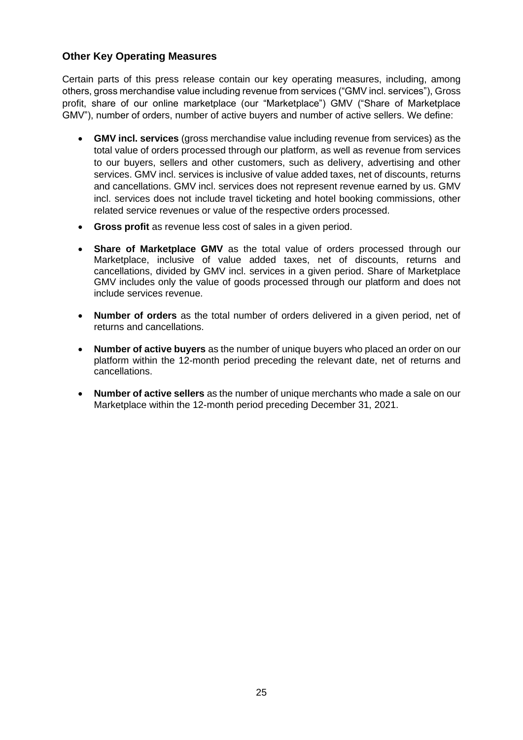## Other Key Operating Measures

Certain parts of this press release contain our key operating measures, including, among others, gross merchandise value including revenue from services ("GMV incl. services"), Gross profit, share of our online marketplace (our "Marketplace") GMV ("Share of Marketplace GMV"), number of orders, number of active buyers and number of active sellers. We define:

- **GMV incl. services** (gross merchandise value including revenue from services) as the total value of orders processed through our platform, as well as revenue from services to our buyers, sellers and other customers, such as delivery, advertising and other services. GMV incl. services is inclusive of value added taxes, net of discounts, returns and cancellations. GMV incl. services does not represent revenue earned by us. GMV incl. services does not include travel ticketing and hotel booking commissions, other related service revenues or value of the respective orders processed.
- **Gross profit** as revenue less cost of sales in a given period.
- **Share of Marketplace GMV** as the total value of orders processed through our Marketplace, inclusive of value added taxes, net of discounts, returns and cancellations, divided by GMV incl. services in a given period. Share of Marketplace GMV includes only the value of goods processed through our platform and does not include services revenue.
- **Number of orders** as the total number of orders delivered in a given period, net of returns and cancellations.
- **Number of active buyers** as the number of unique buyers who placed an order on our platform within the 12-month period preceding the relevant date, net of returns and cancellations.
- **Number of active sellers** as the number of unique merchants who made a sale on our Marketplace within the 12-month period preceding December 31, 2021.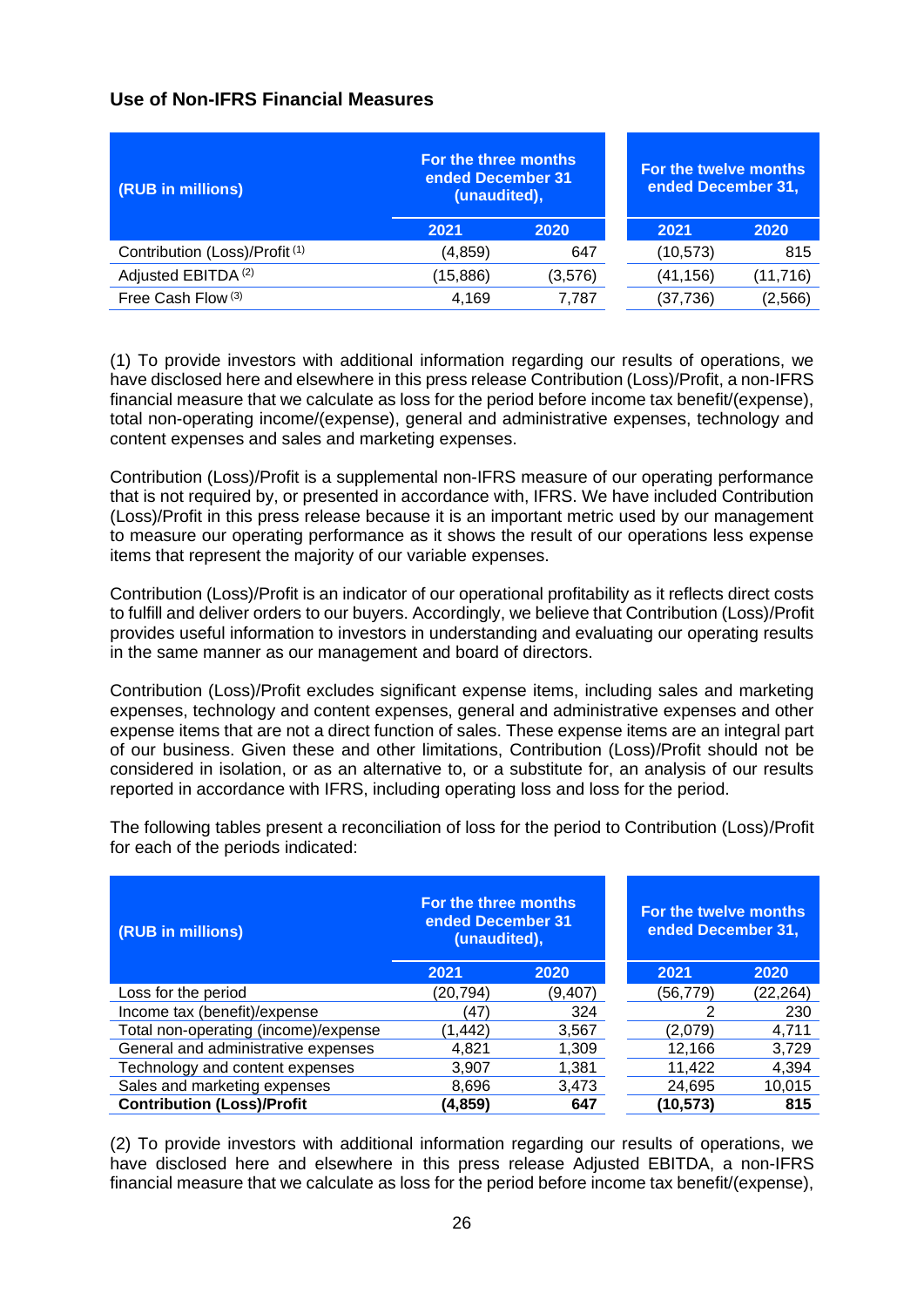## Use of Non-IFRS Financial Measures

| (RUB in millions) | For the three months ended December 31 (unaudited), | | For the twelve months ended December 31, | |
|---|---|---|---|---|
| | 2021 | 2020 | 2021 | 2020 |
| Contribution (Loss)/Profit (1) | (4,859) | 647 | (10,573) | 815 |
| Adjusted EBITDA (2) | (15,886) | (3,576) | (41,156) | (11,716) |
| Free Cash Flow (3) | 4,169 | 7,787 | (37,736) | (2,566) |

(1) To provide investors with additional information regarding our results of operations, we have disclosed here and elsewhere in this press release Contribution (Loss)/Profit, a non-IFRS financial measure that we calculate as loss for the period before income tax benefit/(expense), total non-operating income/(expense), general and administrative expenses, technology and content expenses and sales and marketing expenses.

Contribution (Loss)/Profit is a supplemental non-IFRS measure of our operating performance that is not required by, or presented in accordance with, IFRS. We have included Contribution (Loss)/Profit in this press release because it is an important metric used by our management to measure our operating performance as it shows the result of our operations less expense items that represent the majority of our variable expenses.

Contribution (Loss)/Profit is an indicator of our operational profitability as it reflects direct costs to fulfill and deliver orders to our buyers. Accordingly, we believe that Contribution (Loss)/Profit provides useful information to investors in understanding and evaluating our operating results in the same manner as our management and board of directors.

Contribution (Loss)/Profit excludes significant expense items, including sales and marketing expenses, technology and content expenses, general and administrative expenses and other expense items that are not a direct function of sales. These expense items are an integral part of our business. Given these and other limitations, Contribution (Loss)/Profit should not be considered in isolation, or as an alternative to, or a substitute for, an analysis of our results reported in accordance with IFRS, including operating loss and loss for the period.

The following tables present a reconciliation of loss for the period to Contribution (Loss)/Profit for each of the periods indicated:

| (RUB in millions) | For the three months ended December 31 (unaudited), | | For the twelve months ended December 31, | |
|---|---|---|---|---|
| | 2021 | 2020 | 2021 | 2020 |
| Loss for the period | (20,794) | (9,407) | (56,779) | (22,264) |
| Income tax (benefit)/expense | (47) | 324 | 2 | 230 |
| Total non-operating (income)/expense | (1,442) | 3,567 | (2,079) | 4,711 |
| General and administrative expenses | 4,821 | 1,309 | 12,166 | 3,729 |
| Technology and content expenses | 3,907 | 1,381 | 11,422 | 4,394 |
| Sales and marketing expenses | 8,696 | 3,473 | 24,695 | 10,015 |
| **Contribution (Loss)/Profit** | **(4,859)** | **647** | **(10,573)** | **815** |

(2) To provide investors with additional information regarding our results of operations, we have disclosed here and elsewhere in this press release Adjusted EBITDA, a non-IFRS financial measure that we calculate as loss for the period before income tax benefit/(expense),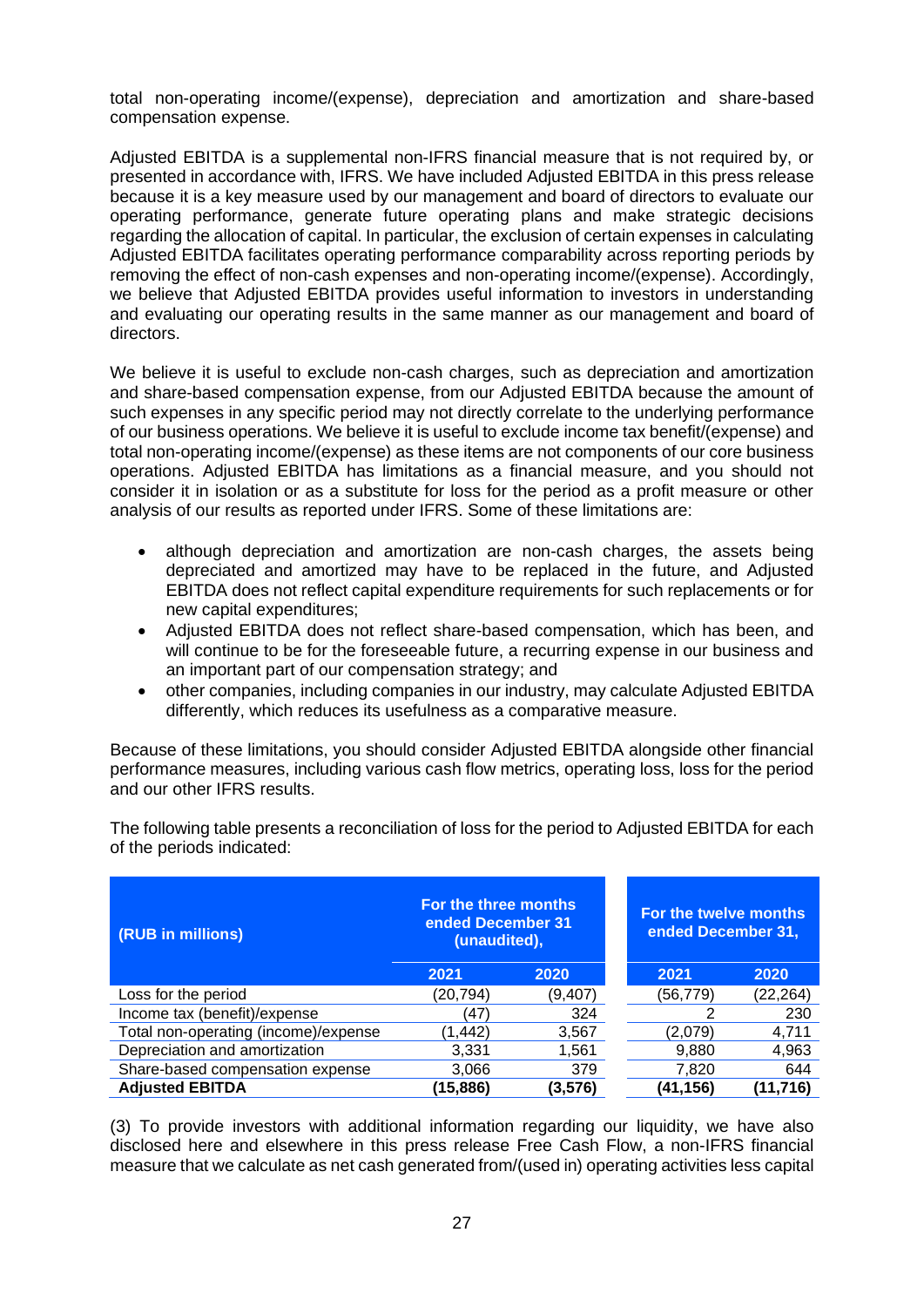total non-operating income/(expense), depreciation and amortization and share-based compensation expense.

Adjusted EBITDA is a supplemental non-IFRS financial measure that is not required by, or presented in accordance with, IFRS. We have included Adjusted EBITDA in this press release because it is a key measure used by our management and board of directors to evaluate our operating performance, generate future operating plans and make strategic decisions regarding the allocation of capital. In particular, the exclusion of certain expenses in calculating Adjusted EBITDA facilitates operating performance comparability across reporting periods by removing the effect of non-cash expenses and non-operating income/(expense). Accordingly, we believe that Adjusted EBITDA provides useful information to investors in understanding and evaluating our operating results in the same manner as our management and board of directors.

We believe it is useful to exclude non-cash charges, such as depreciation and amortization and share-based compensation expense, from our Adjusted EBITDA because the amount of such expenses in any specific period may not directly correlate to the underlying performance of our business operations. We believe it is useful to exclude income tax benefit/(expense) and total non-operating income/(expense) as these items are not components of our core business operations. Adjusted EBITDA has limitations as a financial measure, and you should not consider it in isolation or as a substitute for loss for the period as a profit measure or other analysis of our results as reported under IFRS. Some of these limitations are:

- although depreciation and amortization are non-cash charges, the assets being depreciated and amortized may have to be replaced in the future, and Adjusted EBITDA does not reflect capital expenditure requirements for such replacements or for new capital expenditures;
- Adjusted EBITDA does not reflect share-based compensation, which has been, and will continue to be for the foreseeable future, a recurring expense in our business and an important part of our compensation strategy; and
- other companies, including companies in our industry, may calculate Adjusted EBITDA differently, which reduces its usefulness as a comparative measure.

Because of these limitations, you should consider Adjusted EBITDA alongside other financial performance measures, including various cash flow metrics, operating loss, loss for the period and our other IFRS results.

The following table presents a reconciliation of loss for the period to Adjusted EBITDA for each of the periods indicated:

| (RUB in millions) | For the three months ended December 31 (unaudited), | | For the twelve months ended December 31, | |
|---|---|---|---|---|
| | 2021 | 2020 | 2021 | 2020 |
| Loss for the period | (20,794) | (9,407) | (56,779) | (22,264) |
| Income tax (benefit)/expense | (47) | 324 | 2 | 230 |
| Total non-operating (income)/expense | (1,442) | 3,567 | (2,079) | 4,711 |
| Depreciation and amortization | 3,331 | 1,561 | 9,880 | 4,963 |
| Share-based compensation expense | 3,066 | 379 | 7,820 | 644 |
| **Adjusted EBITDA** | **(15,886)** | **(3,576)** | **(41,156)** | **(11,716)** |

(3) To provide investors with additional information regarding our liquidity, we have also disclosed here and elsewhere in this press release Free Cash Flow, a non-IFRS financial measure that we calculate as net cash generated from/(used in) operating activities less capital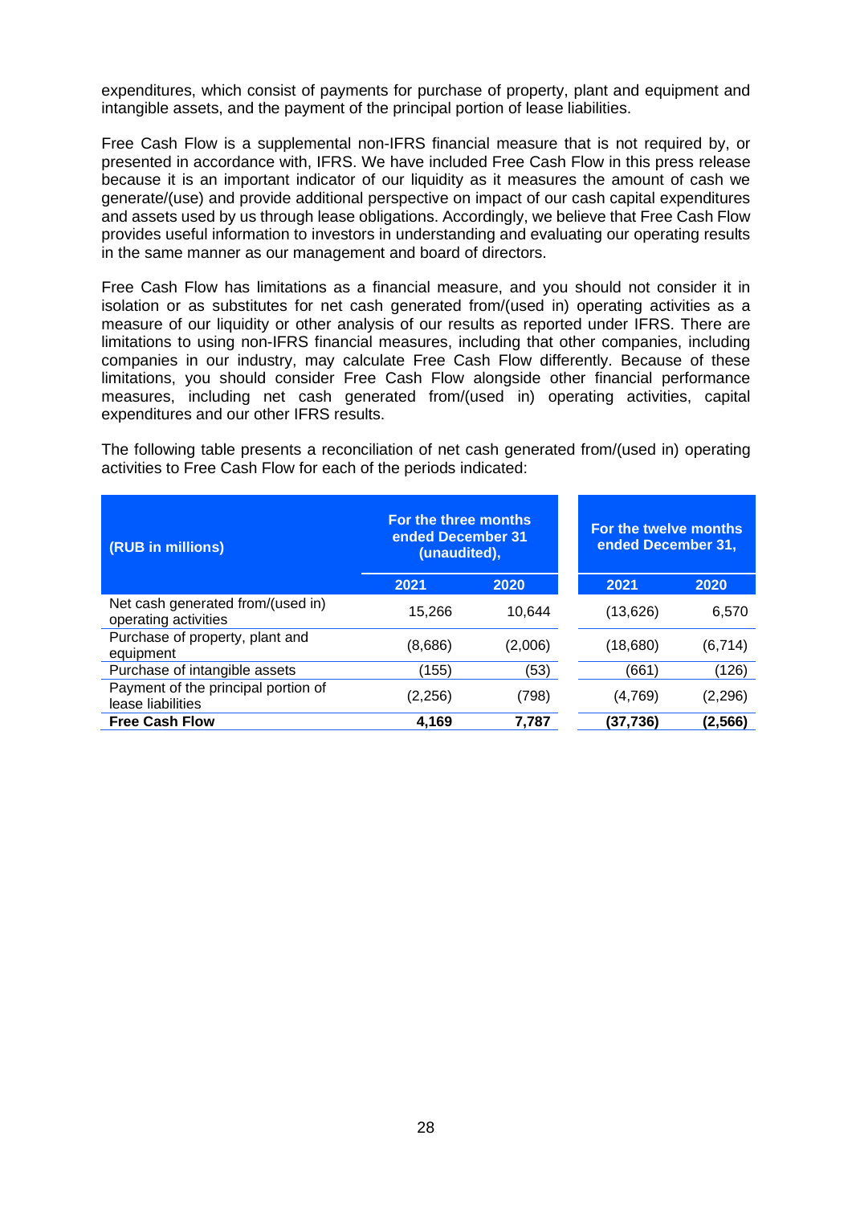expenditures, which consist of payments for purchase of property, plant and equipment and intangible assets, and the payment of the principal portion of lease liabilities.

Free Cash Flow is a supplemental non-IFRS financial measure that is not required by, or presented in accordance with, IFRS. We have included Free Cash Flow in this press release because it is an important indicator of our liquidity as it measures the amount of cash we generate/(use) and provide additional perspective on impact of our cash capital expenditures and assets used by us through lease obligations. Accordingly, we believe that Free Cash Flow provides useful information to investors in understanding and evaluating our operating results in the same manner as our management and board of directors.

Free Cash Flow has limitations as a financial measure, and you should not consider it in isolation or as substitutes for net cash generated from/(used in) operating activities as a measure of our liquidity or other analysis of our results as reported under IFRS. There are limitations to using non-IFRS financial measures, including that other companies, including companies in our industry, may calculate Free Cash Flow differently. Because of these limitations, you should consider Free Cash Flow alongside other financial performance measures, including net cash generated from/(used in) operating activities, capital expenditures and our other IFRS results.

The following table presents a reconciliation of net cash generated from/(used in) operating activities to Free Cash Flow for each of the periods indicated:

| (RUB in millions) | For the three months ended December 31 (unaudited), | | For the twelve months ended December 31, | |
|---|---|---|---|---|
| | 2021 | 2020 | 2021 | 2020 |
| Net cash generated from/(used in) operating activities | 15,266 | 10,644 | (13,626) | 6,570 |
| Purchase of property, plant and equipment | (8,686) | (2,006) | (18,680) | (6,714) |
| Purchase of intangible assets | (155) | (53) | (661) | (126) |
| Payment of the principal portion of lease liabilities | (2,256) | (798) | (4,769) | (2,296) |
| **Free Cash Flow** | **4,169** | **7,787** | **(37,736)** | **(2,566)** |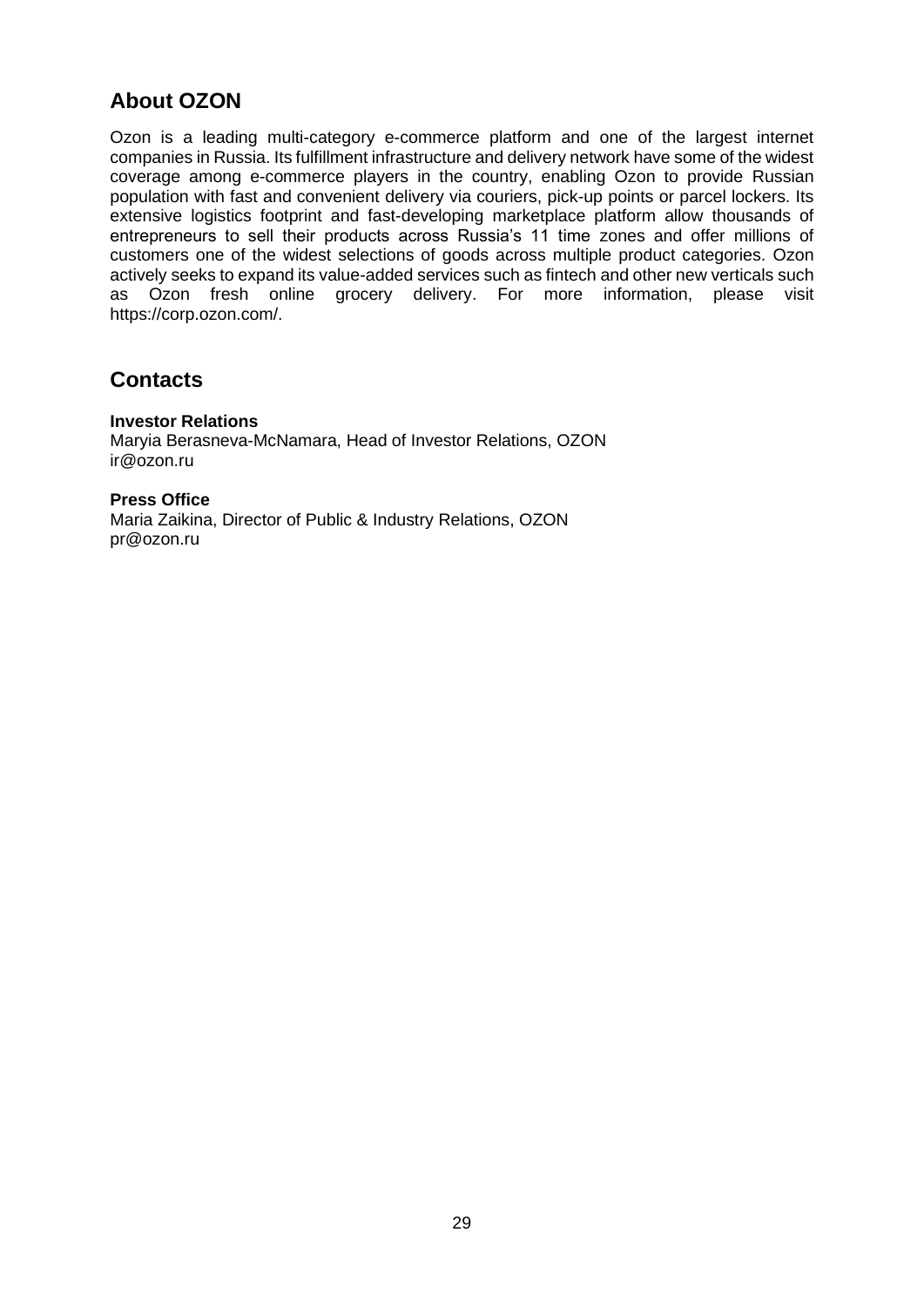## About OZON

Ozon is a leading multi-category e-commerce platform and one of the largest internet companies in Russia. Its fulfillment infrastructure and delivery network have some of the widest coverage among e-commerce players in the country, enabling Ozon to provide Russian population with fast and convenient delivery via couriers, pick-up points or parcel lockers. Its extensive logistics footprint and fast-developing marketplace platform allow thousands of entrepreneurs to sell their products across Russia's 11 time zones and offer millions of customers one of the widest selections of goods across multiple product categories. Ozon actively seeks to expand its value-added services such as fintech and other new verticals such as Ozon fresh online grocery delivery. For more information, please visit https://corp.ozon.com/.

## Contacts

**Investor Relations**
Maryia Berasneva-McNamara, Head of Investor Relations, OZON
ir@ozon.ru

**Press Office**
Maria Zaikina, Director of Public & Industry Relations, OZON
pr@ozon.ru